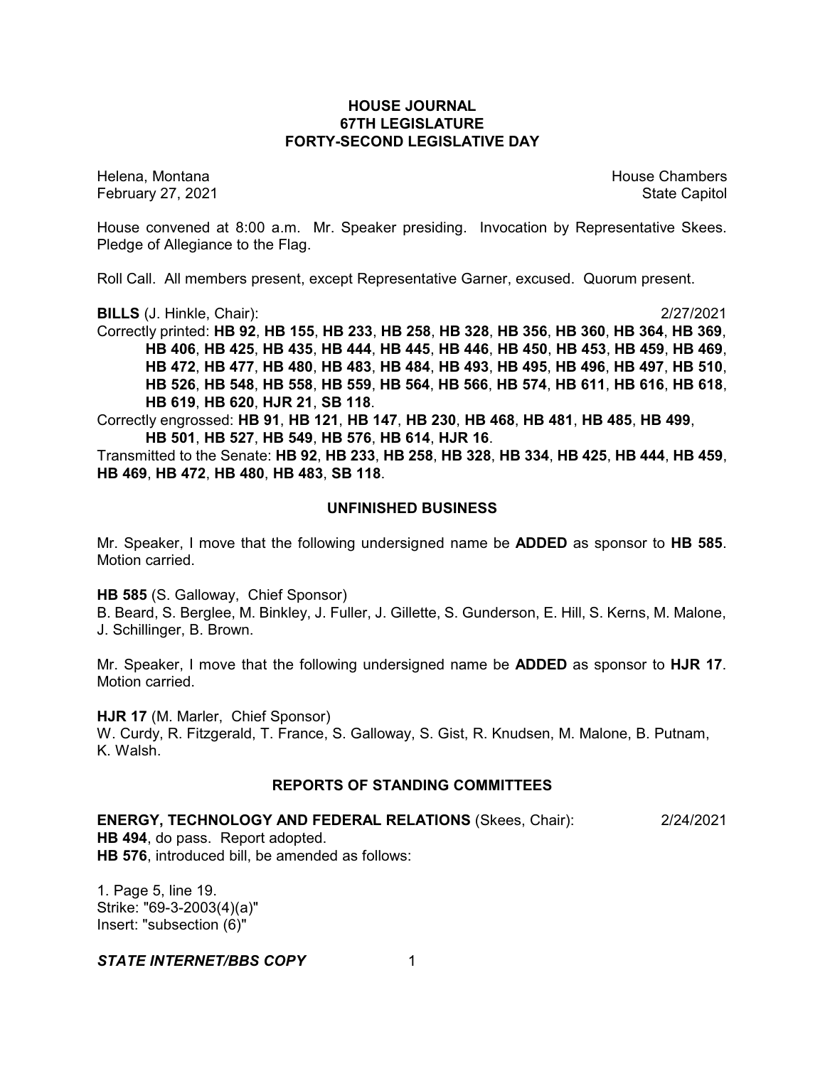# HOUSE JOURNAL
## 67TH LEGISLATURE
## FORTY-SECOND LEGISLATIVE DAY

Helena, Montana House Chambers
February 27, 2021 State Capitol

House convened at 8:00 a.m. Mr. Speaker presiding. Invocation by Representative Skees. Pledge of Allegiance to the Flag.

Roll Call. All members present, except Representative Garner, excused. Quorum present.

**BILLS** (J. Hinkle, Chair): 2/27/2021

Correctly printed: **HB 92**, **HB 155**, **HB 233**, **HB 258**, **HB 328**, **HB 356**, **HB 360**, **HB 364**, **HB 369**, **HB 406**, **HB 425**, **HB 435**, **HB 444**, **HB 445**, **HB 446**, **HB 450**, **HB 453**, **HB 459**, **HB 469**, **HB 472**, **HB 477**, **HB 480**, **HB 483**, **HB 484**, **HB 493**, **HB 495**, **HB 496**, **HB 497**, **HB 510**, **HB 526**, **HB 548**, **HB 558**, **HB 559**, **HB 564**, **HB 566**, **HB 574**, **HB 611**, **HB 616**, **HB 618**, **HB 619**, **HB 620**, **HJR 21**, **SB 118**.

Correctly engrossed: **HB 91**, **HB 121**, **HB 147**, **HB 230**, **HB 468**, **HB 481**, **HB 485**, **HB 499**, **HB 501**, **HB 527**, **HB 549**, **HB 576**, **HB 614**, **HJR 16**.

Transmitted to the Senate: **HB 92**, **HB 233**, **HB 258**, **HB 328**, **HB 334**, **HB 425**, **HB 444**, **HB 459**, **HB 469**, **HB 472**, **HB 480**, **HB 483**, **SB 118**.

## UNFINISHED BUSINESS

Mr. Speaker, I move that the following undersigned name be **ADDED** as sponsor to **HB 585**. Motion carried.

**HB 585** (S. Galloway, Chief Sponsor)
B. Beard, S. Berglee, M. Binkley, J. Fuller, J. Gillette, S. Gunderson, E. Hill, S. Kerns, M. Malone, J. Schillinger, B. Brown.

Mr. Speaker, I move that the following undersigned name be **ADDED** as sponsor to **HJR 17**. Motion carried.

**HJR 17** (M. Marler, Chief Sponsor)
W. Curdy, R. Fitzgerald, T. France, S. Galloway, S. Gist, R. Knudsen, M. Malone, B. Putnam, K. Walsh.

## REPORTS OF STANDING COMMITTEES

**ENERGY, TECHNOLOGY AND FEDERAL RELATIONS** (Skees, Chair): 2/24/2021

**HB 494**, do pass. Report adopted.

**HB 576**, introduced bill, be amended as follows:

1. Page 5, line 19.
Strike: "69-3-2003(4)(a)"
Insert: "subsection (6)"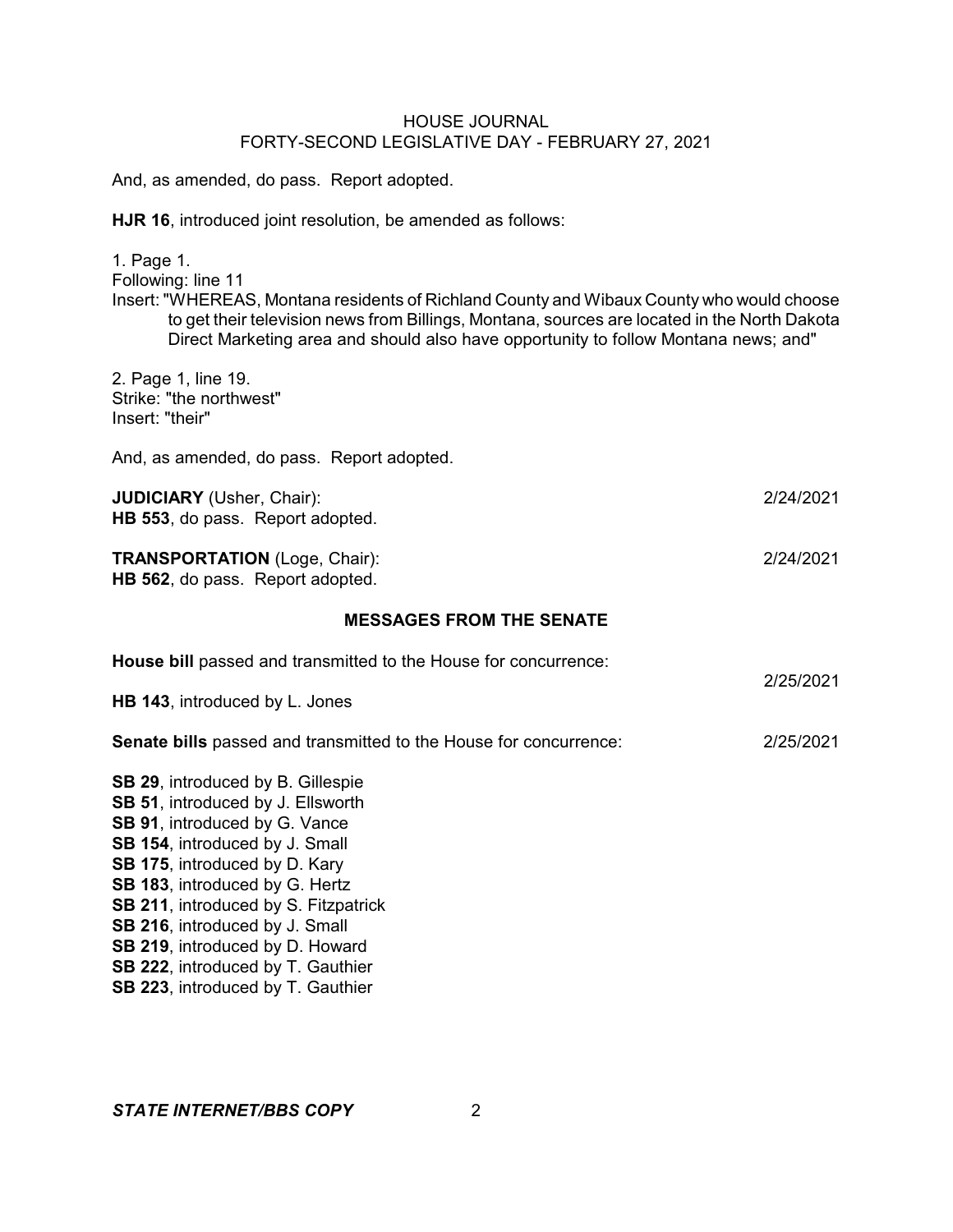And, as amended, do pass. Report adopted.

**HJR 16**, introduced joint resolution, be amended as follows:

1. Page 1.
Following: line 11
Insert: "WHEREAS, Montana residents of Richland County and Wibaux County who would choose to get their television news from Billings, Montana, sources are located in the North Dakota Direct Marketing area and should also have opportunity to follow Montana news; and"

2. Page 1, line 19.
Strike: "the northwest"
Insert: "their"

And, as amended, do pass. Report adopted.

**JUDICIARY** (Usher, Chair): 2/24/2021
**HB 553**, do pass. Report adopted.

**TRANSPORTATION** (Loge, Chair): 2/24/2021
**HB 562**, do pass. Report adopted.

## MESSAGES FROM THE SENATE

**House bill** passed and transmitted to the House for concurrence: 2/25/2021

**HB 143**, introduced by L. Jones

**Senate bills** passed and transmitted to the House for concurrence: 2/25/2021

**SB 29**, introduced by B. Gillespie
**SB 51**, introduced by J. Ellsworth
**SB 91**, introduced by G. Vance
**SB 154**, introduced by J. Small
**SB 175**, introduced by D. Kary
**SB 183**, introduced by G. Hertz
**SB 211**, introduced by S. Fitzpatrick
**SB 216**, introduced by J. Small
**SB 219**, introduced by D. Howard
**SB 222**, introduced by T. Gauthier
**SB 223**, introduced by T. Gauthier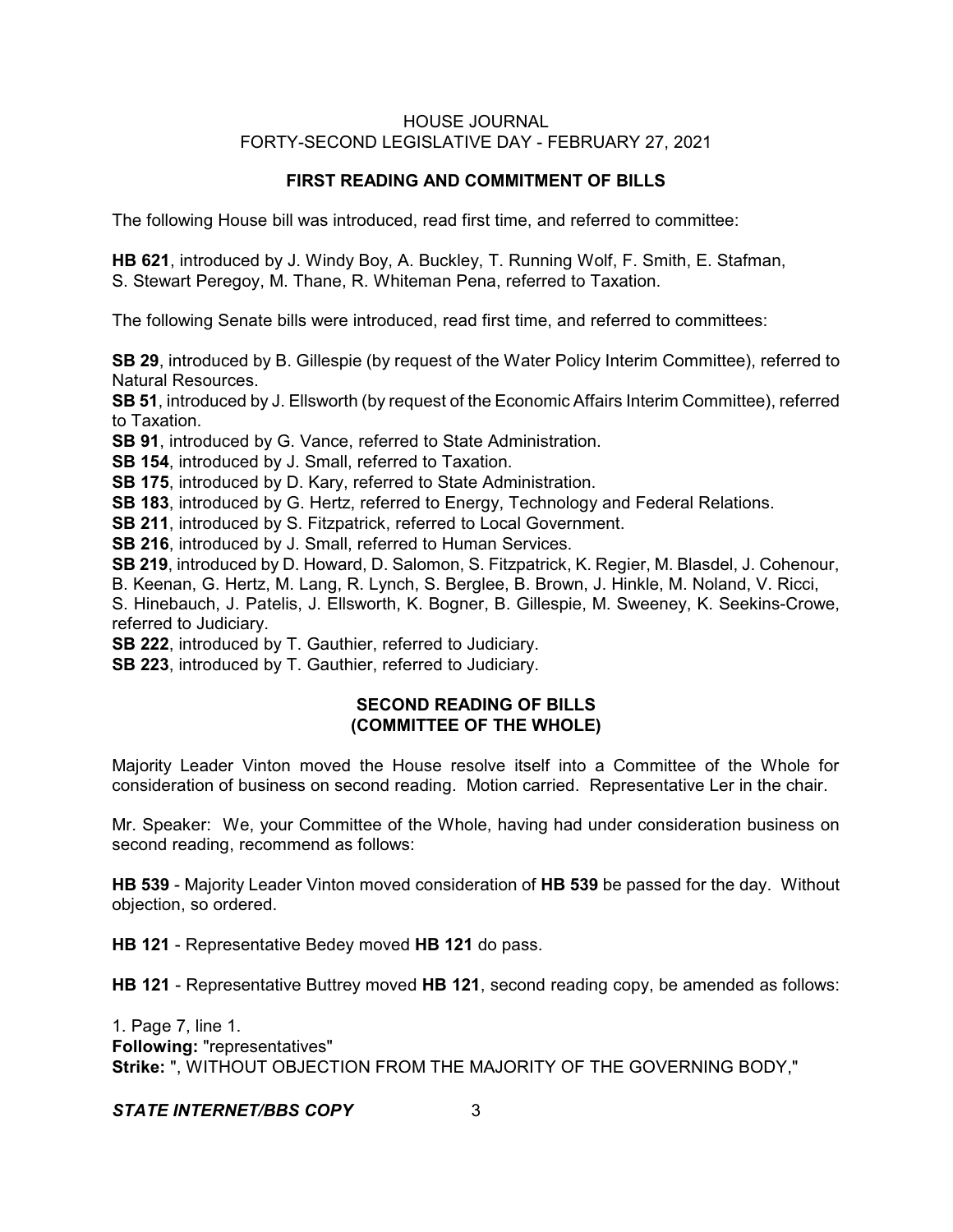## FIRST READING AND COMMITMENT OF BILLS

The following House bill was introduced, read first time, and referred to committee:

**HB 621**, introduced by J. Windy Boy, A. Buckley, T. Running Wolf, F. Smith, E. Stafman, S. Stewart Peregoy, M. Thane, R. Whiteman Pena, referred to Taxation.

The following Senate bills were introduced, read first time, and referred to committees:

**SB 29**, introduced by B. Gillespie (by request of the Water Policy Interim Committee), referred to Natural Resources.
**SB 51**, introduced by J. Ellsworth (by request of the Economic Affairs Interim Committee), referred to Taxation.
**SB 91**, introduced by G. Vance, referred to State Administration.
**SB 154**, introduced by J. Small, referred to Taxation.
**SB 175**, introduced by D. Kary, referred to State Administration.
**SB 183**, introduced by G. Hertz, referred to Energy, Technology and Federal Relations.
**SB 211**, introduced by S. Fitzpatrick, referred to Local Government.
**SB 216**, introduced by J. Small, referred to Human Services.
**SB 219**, introduced by D. Howard, D. Salomon, S. Fitzpatrick, K. Regier, M. Blasdel, J. Cohenour, B. Keenan, G. Hertz, M. Lang, R. Lynch, S. Berglee, B. Brown, J. Hinkle, M. Noland, V. Ricci, S. Hinebauch, J. Patelis, J. Ellsworth, K. Bogner, B. Gillespie, M. Sweeney, K. Seekins-Crowe, referred to Judiciary.
**SB 222**, introduced by T. Gauthier, referred to Judiciary.
**SB 223**, introduced by T. Gauthier, referred to Judiciary.

## SECOND READING OF BILLS (COMMITTEE OF THE WHOLE)

Majority Leader Vinton moved the House resolve itself into a Committee of the Whole for consideration of business on second reading. Motion carried. Representative Ler in the chair.

Mr. Speaker: We, your Committee of the Whole, having had under consideration business on second reading, recommend as follows:

**HB 539** - Majority Leader Vinton moved consideration of **HB 539** be passed for the day. Without objection, so ordered.

**HB 121** - Representative Bedey moved **HB 121** do pass.

**HB 121** - Representative Buttrey moved **HB 121**, second reading copy, be amended as follows:

1. Page 7, line 1.
**Following:** "representatives"
**Strike:** ", WITHOUT OBJECTION FROM THE MAJORITY OF THE GOVERNING BODY,"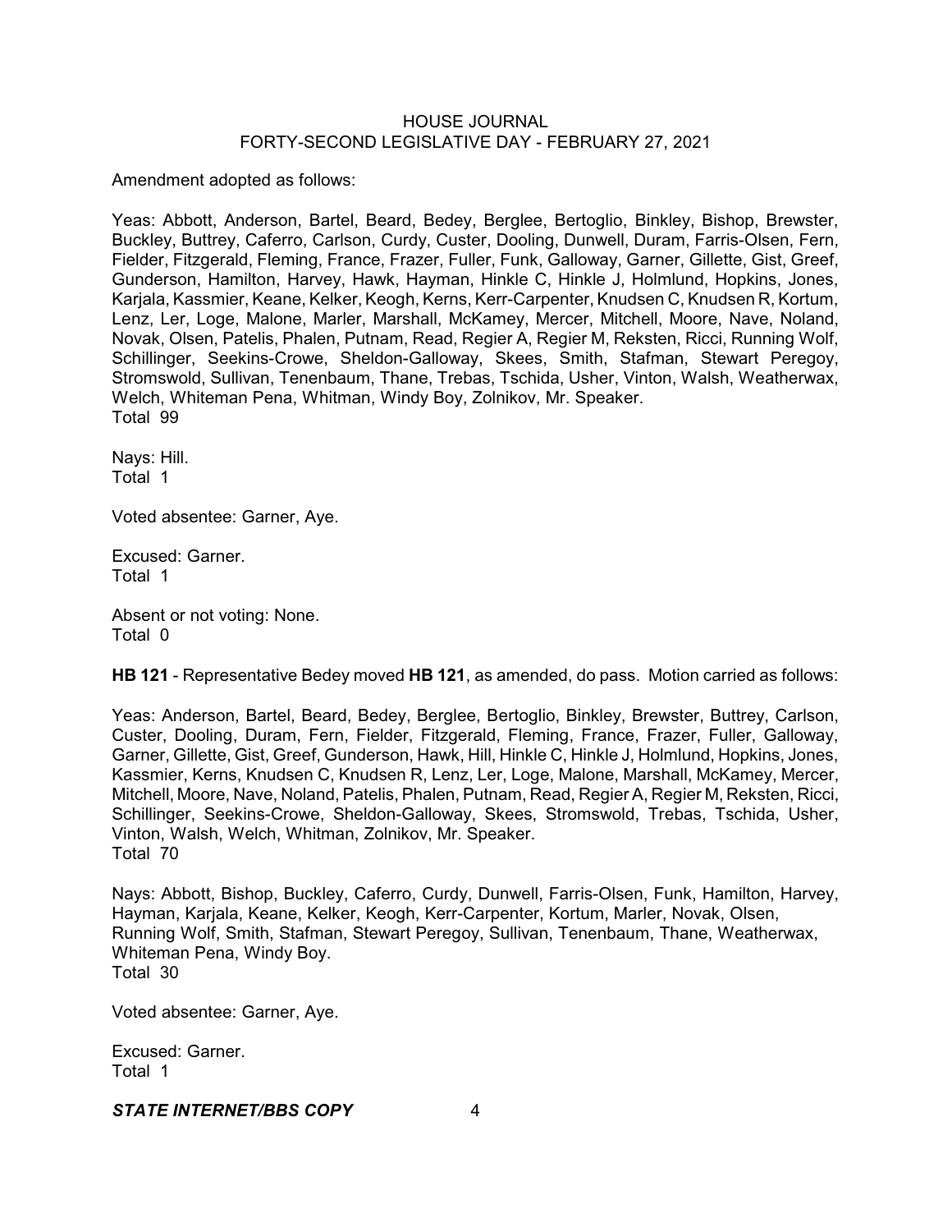Amendment adopted as follows:

Yeas: Abbott, Anderson, Bartel, Beard, Bedey, Berglee, Bertoglio, Binkley, Bishop, Brewster, Buckley, Buttrey, Caferro, Carlson, Curdy, Custer, Dooling, Dunwell, Duram, Farris-Olsen, Fern, Fielder, Fitzgerald, Fleming, France, Frazer, Fuller, Funk, Galloway, Garner, Gillette, Gist, Greef, Gunderson, Hamilton, Harvey, Hawk, Hayman, Hinkle C, Hinkle J, Holmlund, Hopkins, Jones, Karjala, Kassmier, Keane, Kelker, Keogh, Kerns, Kerr-Carpenter, Knudsen C, Knudsen R, Kortum, Lenz, Ler, Loge, Malone, Marler, Marshall, McKamey, Mercer, Mitchell, Moore, Nave, Noland, Novak, Olsen, Patelis, Phalen, Putnam, Read, Regier A, Regier M, Reksten, Ricci, Running Wolf, Schillinger, Seekins-Crowe, Sheldon-Galloway, Skees, Smith, Stafman, Stewart Peregoy, Stromswold, Sullivan, Tenenbaum, Thane, Trebas, Tschida, Usher, Vinton, Walsh, Weatherwax, Welch, Whiteman Pena, Whitman, Windy Boy, Zolnikov, Mr. Speaker.
Total 99

Nays: Hill.
Total 1

Voted absentee: Garner, Aye.

Excused: Garner.
Total 1

Absent or not voting: None.
Total 0

**HB 121** - Representative Bedey moved **HB 121**, as amended, do pass. Motion carried as follows:

Yeas: Anderson, Bartel, Beard, Bedey, Berglee, Bertoglio, Binkley, Brewster, Buttrey, Carlson, Custer, Dooling, Duram, Fern, Fielder, Fitzgerald, Fleming, France, Frazer, Fuller, Galloway, Garner, Gillette, Gist, Greef, Gunderson, Hawk, Hill, Hinkle C, Hinkle J, Holmlund, Hopkins, Jones, Kassmier, Kerns, Knudsen C, Knudsen R, Lenz, Ler, Loge, Malone, Marshall, McKamey, Mercer, Mitchell, Moore, Nave, Noland, Patelis, Phalen, Putnam, Read, Regier A, Regier M, Reksten, Ricci, Schillinger, Seekins-Crowe, Sheldon-Galloway, Skees, Stromswold, Trebas, Tschida, Usher, Vinton, Walsh, Welch, Whitman, Zolnikov, Mr. Speaker.
Total 70

Nays: Abbott, Bishop, Buckley, Caferro, Curdy, Dunwell, Farris-Olsen, Funk, Hamilton, Harvey, Hayman, Karjala, Keane, Kelker, Keogh, Kerr-Carpenter, Kortum, Marler, Novak, Olsen, Running Wolf, Smith, Stafman, Stewart Peregoy, Sullivan, Tenenbaum, Thane, Weatherwax, Whiteman Pena, Windy Boy.
Total 30

Voted absentee: Garner, Aye.

Excused: Garner.
Total 1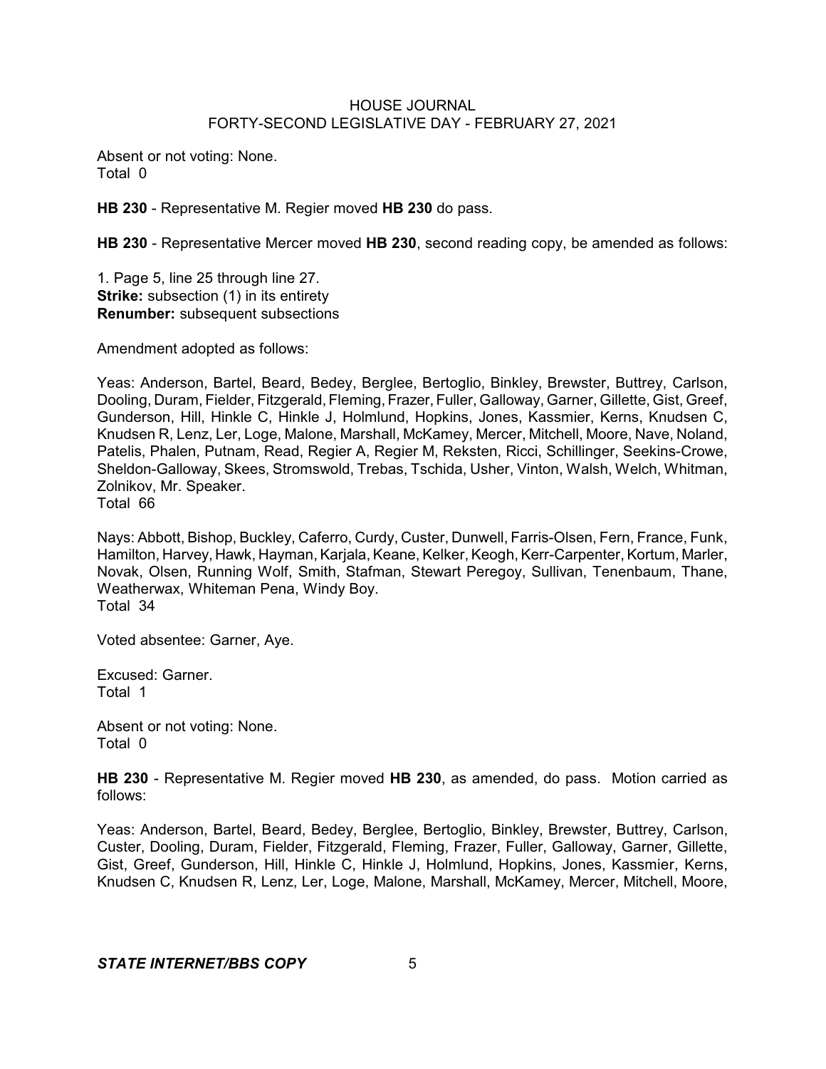Absent or not voting: None.
Total 0

**HB 230** - Representative M. Regier moved **HB 230** do pass.

**HB 230** - Representative Mercer moved **HB 230**, second reading copy, be amended as follows:

1. Page 5, line 25 through line 27.
**Strike:** subsection (1) in its entirety
**Renumber:** subsequent subsections

Amendment adopted as follows:

Yeas: Anderson, Bartel, Beard, Bedey, Berglee, Bertoglio, Binkley, Brewster, Buttrey, Carlson, Dooling, Duram, Fielder, Fitzgerald, Fleming, Frazer, Fuller, Galloway, Garner, Gillette, Gist, Greef, Gunderson, Hill, Hinkle C, Hinkle J, Holmlund, Hopkins, Jones, Kassmier, Kerns, Knudsen C, Knudsen R, Lenz, Ler, Loge, Malone, Marshall, McKamey, Mercer, Mitchell, Moore, Nave, Noland, Patelis, Phalen, Putnam, Read, Regier A, Regier M, Reksten, Ricci, Schillinger, Seekins-Crowe, Sheldon-Galloway, Skees, Stromswold, Trebas, Tschida, Usher, Vinton, Walsh, Welch, Whitman, Zolnikov, Mr. Speaker.
Total 66

Nays: Abbott, Bishop, Buckley, Caferro, Curdy, Custer, Dunwell, Farris-Olsen, Fern, France, Funk, Hamilton, Harvey, Hawk, Hayman, Karjala, Keane, Kelker, Keogh, Kerr-Carpenter, Kortum, Marler, Novak, Olsen, Running Wolf, Smith, Stafman, Stewart Peregoy, Sullivan, Tenenbaum, Thane, Weatherwax, Whiteman Pena, Windy Boy.
Total 34

Voted absentee: Garner, Aye.

Excused: Garner.
Total 1

Absent or not voting: None.
Total 0

**HB 230** - Representative M. Regier moved **HB 230**, as amended, do pass. Motion carried as follows:

Yeas: Anderson, Bartel, Beard, Bedey, Berglee, Bertoglio, Binkley, Brewster, Buttrey, Carlson, Custer, Dooling, Duram, Fielder, Fitzgerald, Fleming, Frazer, Fuller, Galloway, Garner, Gillette, Gist, Greef, Gunderson, Hill, Hinkle C, Hinkle J, Holmlund, Hopkins, Jones, Kassmier, Kerns, Knudsen C, Knudsen R, Lenz, Ler, Loge, Malone, Marshall, McKamey, Mercer, Mitchell, Moore,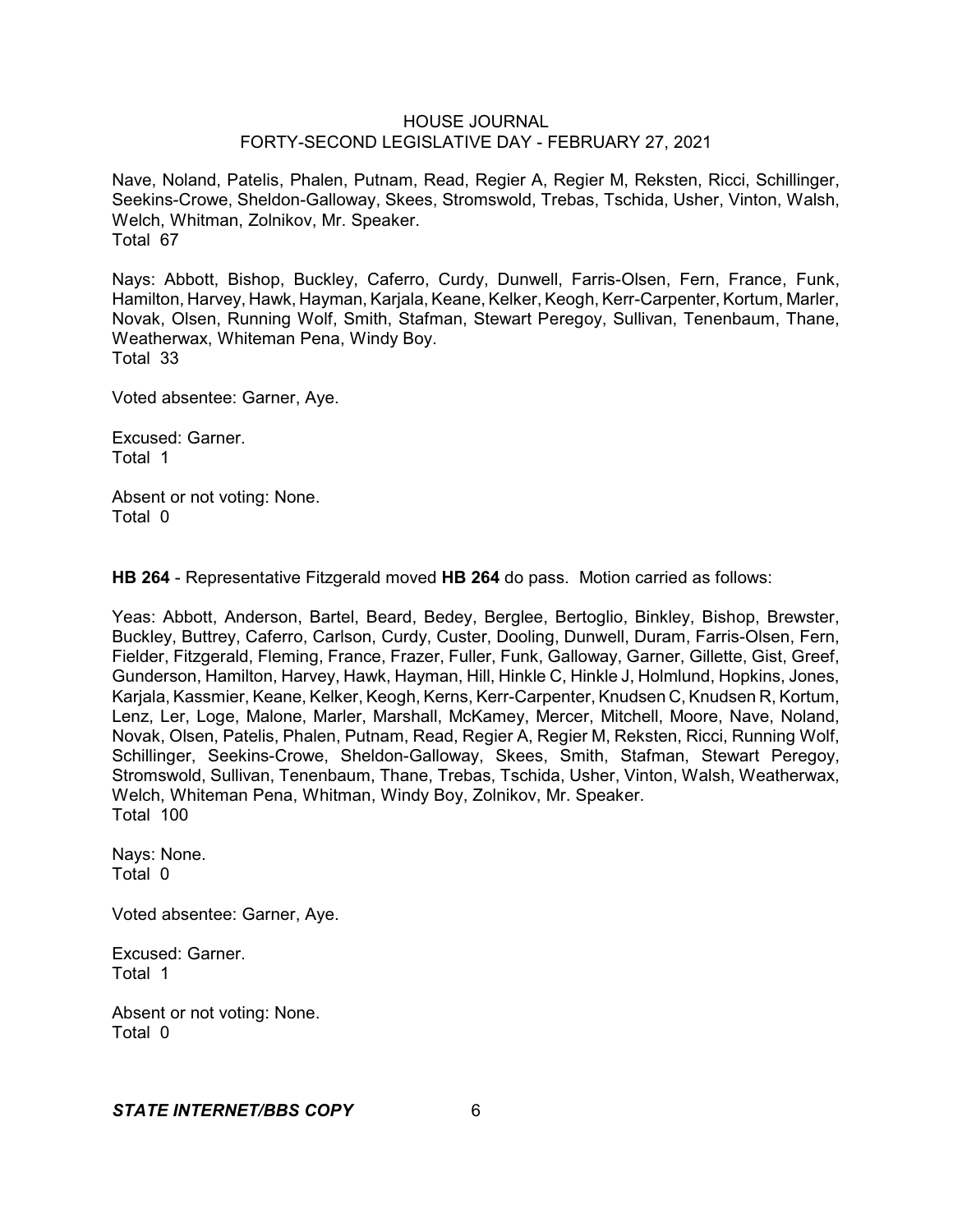Nave, Noland, Patelis, Phalen, Putnam, Read, Regier A, Regier M, Reksten, Ricci, Schillinger, Seekins-Crowe, Sheldon-Galloway, Skees, Stromswold, Trebas, Tschida, Usher, Vinton, Walsh, Welch, Whitman, Zolnikov, Mr. Speaker.
Total 67

Nays: Abbott, Bishop, Buckley, Caferro, Curdy, Dunwell, Farris-Olsen, Fern, France, Funk, Hamilton, Harvey, Hawk, Hayman, Karjala, Keane, Kelker, Keogh, Kerr-Carpenter, Kortum, Marler, Novak, Olsen, Running Wolf, Smith, Stafman, Stewart Peregoy, Sullivan, Tenenbaum, Thane, Weatherwax, Whiteman Pena, Windy Boy.
Total 33

Voted absentee: Garner, Aye.

Excused: Garner.
Total 1

Absent or not voting: None.
Total 0

**HB 264** - Representative Fitzgerald moved **HB 264** do pass. Motion carried as follows:

Yeas: Abbott, Anderson, Bartel, Beard, Bedey, Berglee, Bertoglio, Binkley, Bishop, Brewster, Buckley, Buttrey, Caferro, Carlson, Curdy, Custer, Dooling, Dunwell, Duram, Farris-Olsen, Fern, Fielder, Fitzgerald, Fleming, France, Frazer, Fuller, Funk, Galloway, Garner, Gillette, Gist, Greef, Gunderson, Hamilton, Harvey, Hawk, Hayman, Hill, Hinkle C, Hinkle J, Holmlund, Hopkins, Jones, Karjala, Kassmier, Keane, Kelker, Keogh, Kerns, Kerr-Carpenter, Knudsen C, Knudsen R, Kortum, Lenz, Ler, Loge, Malone, Marler, Marshall, McKamey, Mercer, Mitchell, Moore, Nave, Noland, Novak, Olsen, Patelis, Phalen, Putnam, Read, Regier A, Regier M, Reksten, Ricci, Running Wolf, Schillinger, Seekins-Crowe, Sheldon-Galloway, Skees, Smith, Stafman, Stewart Peregoy, Stromswold, Sullivan, Tenenbaum, Thane, Trebas, Tschida, Usher, Vinton, Walsh, Weatherwax, Welch, Whiteman Pena, Whitman, Windy Boy, Zolnikov, Mr. Speaker.
Total 100

Nays: None.
Total 0

Voted absentee: Garner, Aye.

Excused: Garner.
Total 1

Absent or not voting: None.
Total 0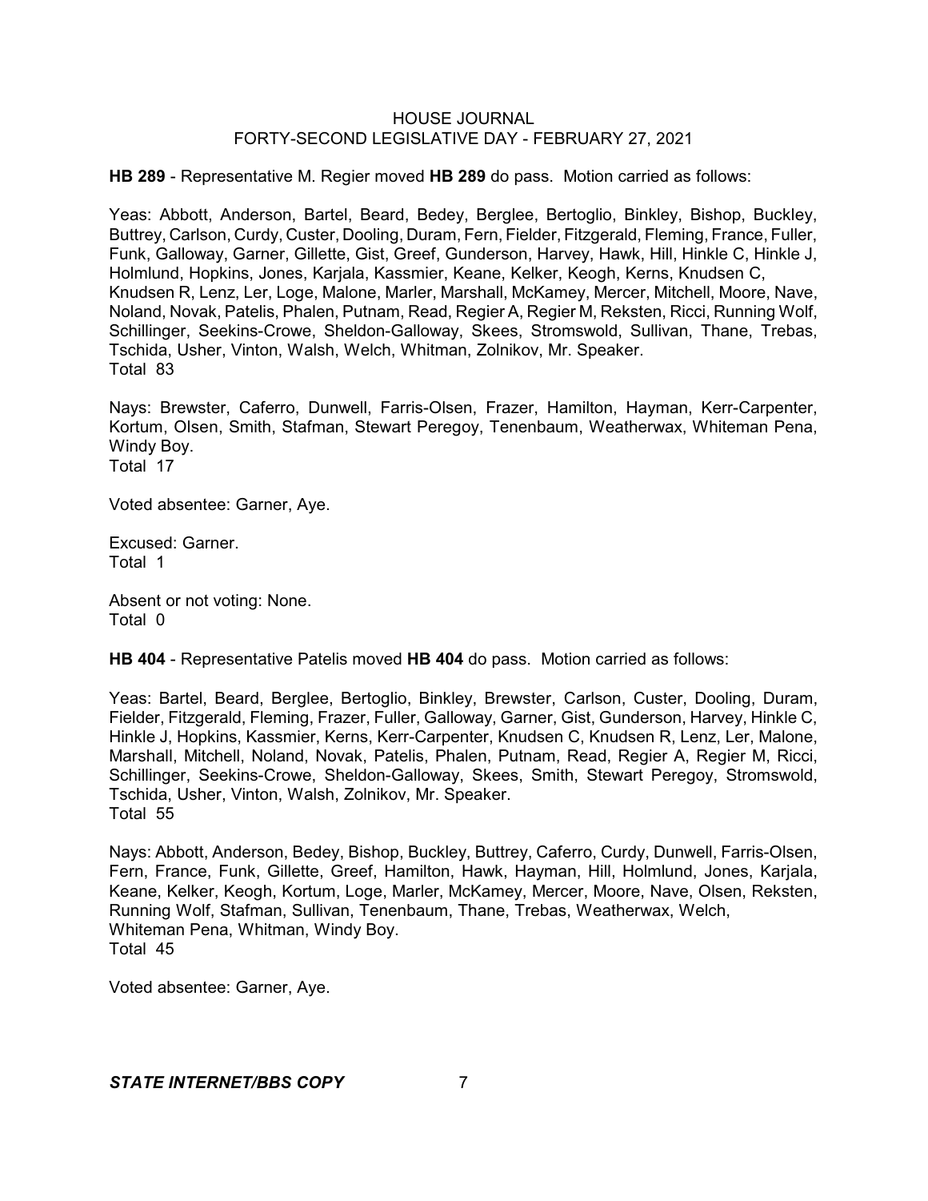**HB 289** - Representative M. Regier moved **HB 289** do pass. Motion carried as follows:

Yeas: Abbott, Anderson, Bartel, Beard, Bedey, Berglee, Bertoglio, Binkley, Bishop, Buckley, Buttrey, Carlson, Curdy, Custer, Dooling, Duram, Fern, Fielder, Fitzgerald, Fleming, France, Fuller, Funk, Galloway, Garner, Gillette, Gist, Greef, Gunderson, Harvey, Hawk, Hill, Hinkle C, Hinkle J, Holmlund, Hopkins, Jones, Karjala, Kassmier, Keane, Kelker, Keogh, Kerns, Knudsen C, Knudsen R, Lenz, Ler, Loge, Malone, Marler, Marshall, McKamey, Mercer, Mitchell, Moore, Nave, Noland, Novak, Patelis, Phalen, Putnam, Read, Regier A, Regier M, Reksten, Ricci, Running Wolf, Schillinger, Seekins-Crowe, Sheldon-Galloway, Skees, Stromswold, Sullivan, Thane, Trebas, Tschida, Usher, Vinton, Walsh, Welch, Whitman, Zolnikov, Mr. Speaker.
Total 83

Nays: Brewster, Caferro, Dunwell, Farris-Olsen, Frazer, Hamilton, Hayman, Kerr-Carpenter, Kortum, Olsen, Smith, Stafman, Stewart Peregoy, Tenenbaum, Weatherwax, Whiteman Pena, Windy Boy.
Total 17

Voted absentee: Garner, Aye.

Excused: Garner.
Total 1

Absent or not voting: None.
Total 0

**HB 404** - Representative Patelis moved **HB 404** do pass. Motion carried as follows:

Yeas: Bartel, Beard, Berglee, Bertoglio, Binkley, Brewster, Carlson, Custer, Dooling, Duram, Fielder, Fitzgerald, Fleming, Frazer, Fuller, Galloway, Garner, Gist, Gunderson, Harvey, Hinkle C, Hinkle J, Hopkins, Kassmier, Kerns, Kerr-Carpenter, Knudsen C, Knudsen R, Lenz, Ler, Malone, Marshall, Mitchell, Noland, Novak, Patelis, Phalen, Putnam, Read, Regier A, Regier M, Ricci, Schillinger, Seekins-Crowe, Sheldon-Galloway, Skees, Smith, Stewart Peregoy, Stromswold, Tschida, Usher, Vinton, Walsh, Zolnikov, Mr. Speaker.
Total 55

Nays: Abbott, Anderson, Bedey, Bishop, Buckley, Buttrey, Caferro, Curdy, Dunwell, Farris-Olsen, Fern, France, Funk, Gillette, Greef, Hamilton, Hawk, Hayman, Hill, Holmlund, Jones, Karjala, Keane, Kelker, Keogh, Kortum, Loge, Marler, McKamey, Mercer, Moore, Nave, Olsen, Reksten, Running Wolf, Stafman, Sullivan, Tenenbaum, Thane, Trebas, Weatherwax, Welch, Whiteman Pena, Whitman, Windy Boy.
Total 45

Voted absentee: Garner, Aye.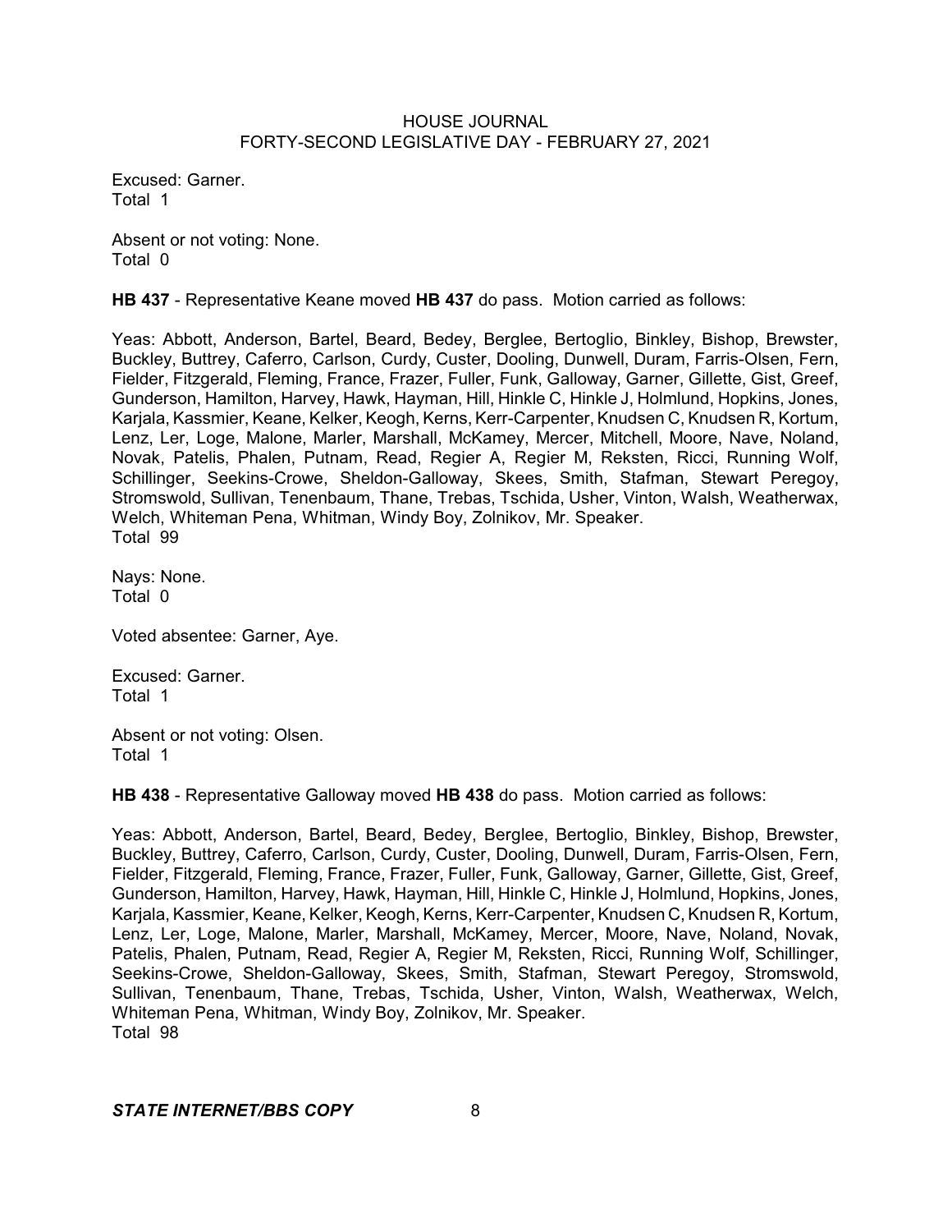Excused: Garner.
Total 1

Absent or not voting: None.
Total 0

**HB 437** - Representative Keane moved **HB 437** do pass. Motion carried as follows:

Yeas: Abbott, Anderson, Bartel, Beard, Bedey, Berglee, Bertoglio, Binkley, Bishop, Brewster, Buckley, Buttrey, Caferro, Carlson, Curdy, Custer, Dooling, Dunwell, Duram, Farris-Olsen, Fern, Fielder, Fitzgerald, Fleming, France, Frazer, Fuller, Funk, Galloway, Garner, Gillette, Gist, Greef, Gunderson, Hamilton, Harvey, Hawk, Hayman, Hill, Hinkle C, Hinkle J, Holmlund, Hopkins, Jones, Karjala, Kassmier, Keane, Kelker, Keogh, Kerns, Kerr-Carpenter, Knudsen C, Knudsen R, Kortum, Lenz, Ler, Loge, Malone, Marler, Marshall, McKamey, Mercer, Mitchell, Moore, Nave, Noland, Novak, Patelis, Phalen, Putnam, Read, Regier A, Regier M, Reksten, Ricci, Running Wolf, Schillinger, Seekins-Crowe, Sheldon-Galloway, Skees, Smith, Stafman, Stewart Peregoy, Stromswold, Sullivan, Tenenbaum, Thane, Trebas, Tschida, Usher, Vinton, Walsh, Weatherwax, Welch, Whiteman Pena, Whitman, Windy Boy, Zolnikov, Mr. Speaker.
Total 99

Nays: None.
Total 0

Voted absentee: Garner, Aye.

Excused: Garner.
Total 1

Absent or not voting: Olsen.
Total 1

**HB 438** - Representative Galloway moved **HB 438** do pass. Motion carried as follows:

Yeas: Abbott, Anderson, Bartel, Beard, Bedey, Berglee, Bertoglio, Binkley, Bishop, Brewster, Buckley, Buttrey, Caferro, Carlson, Curdy, Custer, Dooling, Dunwell, Duram, Farris-Olsen, Fern, Fielder, Fitzgerald, Fleming, France, Frazer, Fuller, Funk, Galloway, Garner, Gillette, Gist, Greef, Gunderson, Hamilton, Harvey, Hawk, Hayman, Hill, Hinkle C, Hinkle J, Holmlund, Hopkins, Jones, Karjala, Kassmier, Keane, Kelker, Keogh, Kerns, Kerr-Carpenter, Knudsen C, Knudsen R, Kortum, Lenz, Ler, Loge, Malone, Marler, Marshall, McKamey, Mercer, Moore, Nave, Noland, Novak, Patelis, Phalen, Putnam, Read, Regier A, Regier M, Reksten, Ricci, Running Wolf, Schillinger, Seekins-Crowe, Sheldon-Galloway, Skees, Smith, Stafman, Stewart Peregoy, Stromswold, Sullivan, Tenenbaum, Thane, Trebas, Tschida, Usher, Vinton, Walsh, Weatherwax, Welch, Whiteman Pena, Whitman, Windy Boy, Zolnikov, Mr. Speaker.
Total 98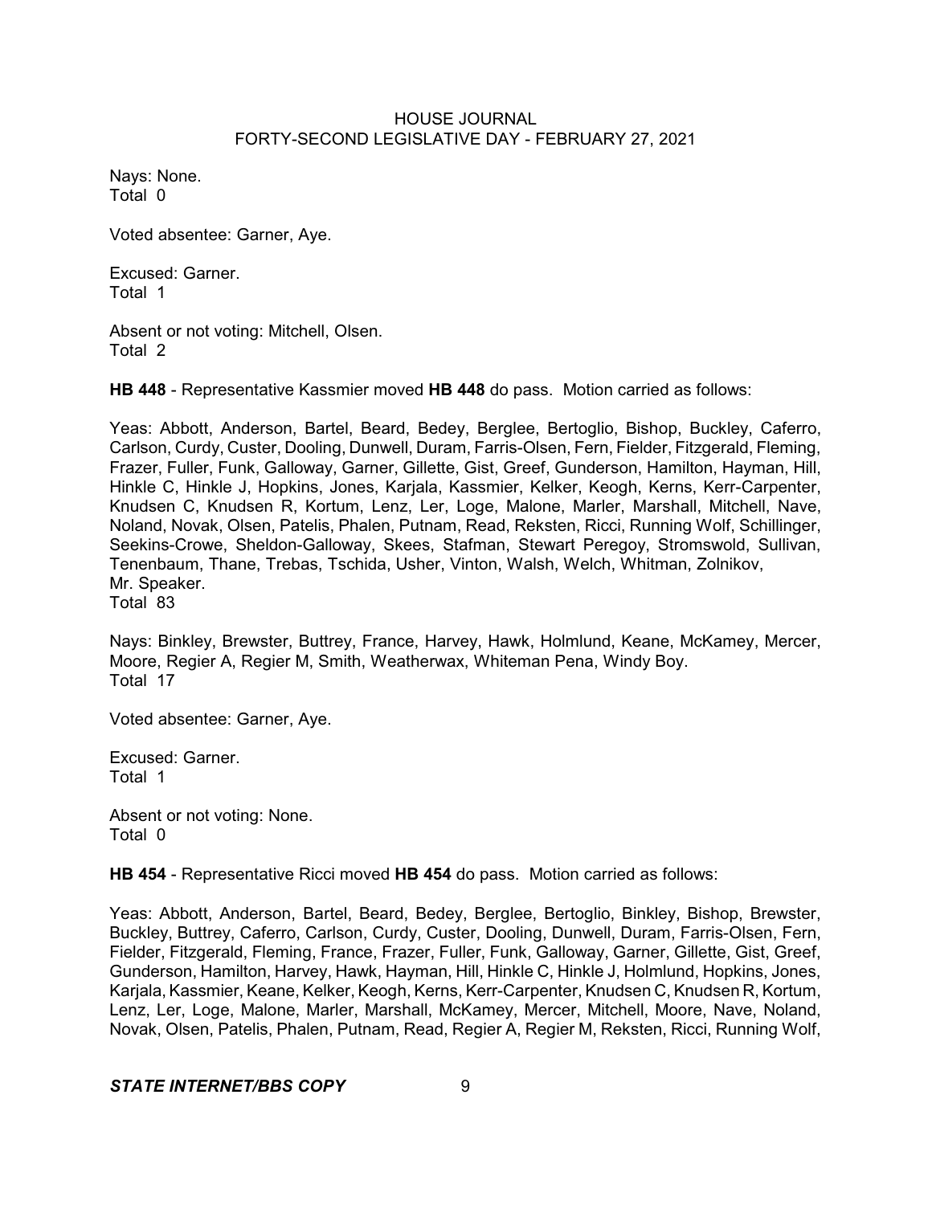Nays: None.
Total 0

Voted absentee: Garner, Aye.

Excused: Garner.
Total 1

Absent or not voting: Mitchell, Olsen.
Total 2

**HB 448** - Representative Kassmier moved **HB 448** do pass. Motion carried as follows:

Yeas: Abbott, Anderson, Bartel, Beard, Bedey, Berglee, Bertoglio, Bishop, Buckley, Caferro, Carlson, Curdy, Custer, Dooling, Dunwell, Duram, Farris-Olsen, Fern, Fielder, Fitzgerald, Fleming, Frazer, Fuller, Funk, Galloway, Garner, Gillette, Gist, Greef, Gunderson, Hamilton, Hayman, Hill, Hinkle C, Hinkle J, Hopkins, Jones, Karjala, Kassmier, Kelker, Keogh, Kerns, Kerr-Carpenter, Knudsen C, Knudsen R, Kortum, Lenz, Ler, Loge, Malone, Marler, Marshall, Mitchell, Nave, Noland, Novak, Olsen, Patelis, Phalen, Putnam, Read, Reksten, Ricci, Running Wolf, Schillinger, Seekins-Crowe, Sheldon-Galloway, Skees, Stafman, Stewart Peregoy, Stromswold, Sullivan, Tenenbaum, Thane, Trebas, Tschida, Usher, Vinton, Walsh, Welch, Whitman, Zolnikov, Mr. Speaker.
Total 83

Nays: Binkley, Brewster, Buttrey, France, Harvey, Hawk, Holmlund, Keane, McKamey, Mercer, Moore, Regier A, Regier M, Smith, Weatherwax, Whiteman Pena, Windy Boy.
Total 17

Voted absentee: Garner, Aye.

Excused: Garner.
Total 1

Absent or not voting: None.
Total 0

**HB 454** - Representative Ricci moved **HB 454** do pass. Motion carried as follows:

Yeas: Abbott, Anderson, Bartel, Beard, Bedey, Berglee, Bertoglio, Binkley, Bishop, Brewster, Buckley, Buttrey, Caferro, Carlson, Curdy, Custer, Dooling, Dunwell, Duram, Farris-Olsen, Fern, Fielder, Fitzgerald, Fleming, France, Frazer, Fuller, Funk, Galloway, Garner, Gillette, Gist, Greef, Gunderson, Hamilton, Harvey, Hawk, Hayman, Hill, Hinkle C, Hinkle J, Holmlund, Hopkins, Jones, Karjala, Kassmier, Keane, Kelker, Keogh, Kerns, Kerr-Carpenter, Knudsen C, Knudsen R, Kortum, Lenz, Ler, Loge, Malone, Marler, Marshall, McKamey, Mercer, Mitchell, Moore, Nave, Noland, Novak, Olsen, Patelis, Phalen, Putnam, Read, Regier A, Regier M, Reksten, Ricci, Running Wolf,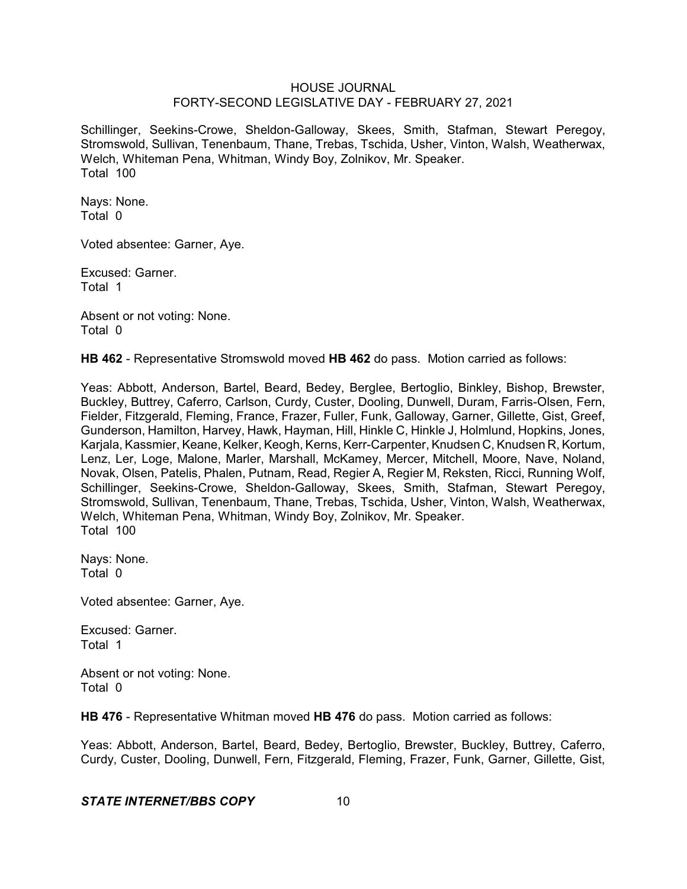Schillinger, Seekins-Crowe, Sheldon-Galloway, Skees, Smith, Stafman, Stewart Peregoy, Stromswold, Sullivan, Tenenbaum, Thane, Trebas, Tschida, Usher, Vinton, Walsh, Weatherwax, Welch, Whiteman Pena, Whitman, Windy Boy, Zolnikov, Mr. Speaker.
Total 100

Nays: None.
Total 0

Voted absentee: Garner, Aye.

Excused: Garner.
Total 1

Absent or not voting: None.
Total 0

**HB 462** - Representative Stromswold moved **HB 462** do pass. Motion carried as follows:

Yeas: Abbott, Anderson, Bartel, Beard, Bedey, Berglee, Bertoglio, Binkley, Bishop, Brewster, Buckley, Buttrey, Caferro, Carlson, Curdy, Custer, Dooling, Dunwell, Duram, Farris-Olsen, Fern, Fielder, Fitzgerald, Fleming, France, Frazer, Fuller, Funk, Galloway, Garner, Gillette, Gist, Greef, Gunderson, Hamilton, Harvey, Hawk, Hayman, Hill, Hinkle C, Hinkle J, Holmlund, Hopkins, Jones, Karjala, Kassmier, Keane, Kelker, Keogh, Kerns, Kerr-Carpenter, Knudsen C, Knudsen R, Kortum, Lenz, Ler, Loge, Malone, Marler, Marshall, McKamey, Mercer, Mitchell, Moore, Nave, Noland, Novak, Olsen, Patelis, Phalen, Putnam, Read, Regier A, Regier M, Reksten, Ricci, Running Wolf, Schillinger, Seekins-Crowe, Sheldon-Galloway, Skees, Smith, Stafman, Stewart Peregoy, Stromswold, Sullivan, Tenenbaum, Thane, Trebas, Tschida, Usher, Vinton, Walsh, Weatherwax, Welch, Whiteman Pena, Whitman, Windy Boy, Zolnikov, Mr. Speaker.
Total 100

Nays: None.
Total 0

Voted absentee: Garner, Aye.

Excused: Garner.
Total 1

Absent or not voting: None.
Total 0

**HB 476** - Representative Whitman moved **HB 476** do pass. Motion carried as follows:

Yeas: Abbott, Anderson, Bartel, Beard, Bedey, Bertoglio, Brewster, Buckley, Buttrey, Caferro, Curdy, Custer, Dooling, Dunwell, Fern, Fitzgerald, Fleming, Frazer, Funk, Garner, Gillette, Gist,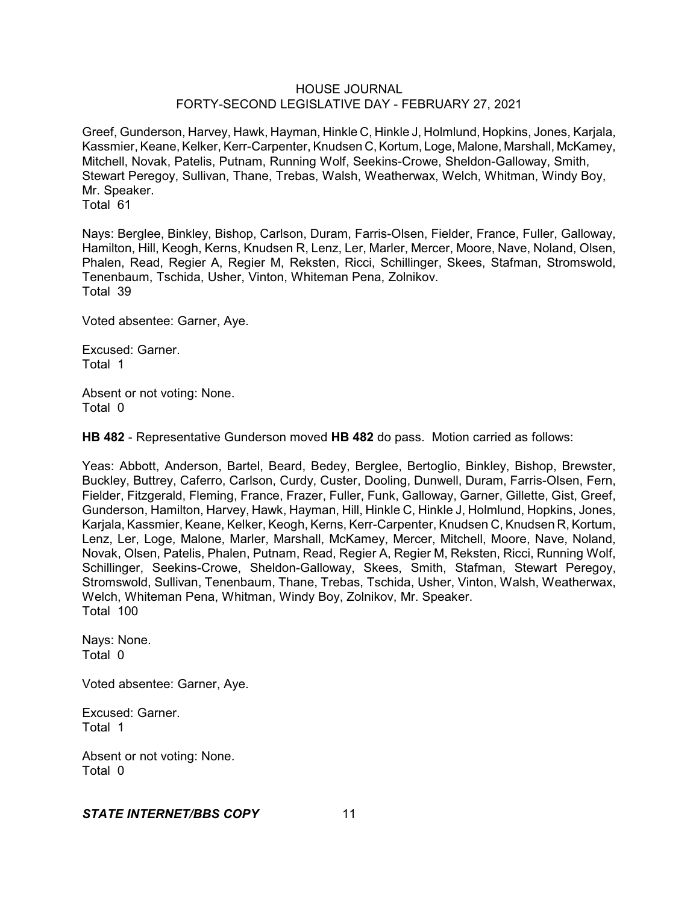Greef, Gunderson, Harvey, Hawk, Hayman, Hinkle C, Hinkle J, Holmlund, Hopkins, Jones, Karjala, Kassmier, Keane, Kelker, Kerr-Carpenter, Knudsen C, Kortum, Loge, Malone, Marshall, McKamey, Mitchell, Novak, Patelis, Putnam, Running Wolf, Seekins-Crowe, Sheldon-Galloway, Smith, Stewart Peregoy, Sullivan, Thane, Trebas, Walsh, Weatherwax, Welch, Whitman, Windy Boy, Mr. Speaker.
Total 61

Nays: Berglee, Binkley, Bishop, Carlson, Duram, Farris-Olsen, Fielder, France, Fuller, Galloway, Hamilton, Hill, Keogh, Kerns, Knudsen R, Lenz, Ler, Marler, Mercer, Moore, Nave, Noland, Olsen, Phalen, Read, Regier A, Regier M, Reksten, Ricci, Schillinger, Skees, Stafman, Stromswold, Tenenbaum, Tschida, Usher, Vinton, Whiteman Pena, Zolnikov.
Total 39

Voted absentee: Garner, Aye.

Excused: Garner.
Total 1

Absent or not voting: None.
Total 0

**HB 482** - Representative Gunderson moved **HB 482** do pass. Motion carried as follows:

Yeas: Abbott, Anderson, Bartel, Beard, Bedey, Berglee, Bertoglio, Binkley, Bishop, Brewster, Buckley, Buttrey, Caferro, Carlson, Curdy, Custer, Dooling, Dunwell, Duram, Farris-Olsen, Fern, Fielder, Fitzgerald, Fleming, France, Frazer, Fuller, Funk, Galloway, Garner, Gillette, Gist, Greef, Gunderson, Hamilton, Harvey, Hawk, Hayman, Hill, Hinkle C, Hinkle J, Holmlund, Hopkins, Jones, Karjala, Kassmier, Keane, Kelker, Keogh, Kerns, Kerr-Carpenter, Knudsen C, Knudsen R, Kortum, Lenz, Ler, Loge, Malone, Marler, Marshall, McKamey, Mercer, Mitchell, Moore, Nave, Noland, Novak, Olsen, Patelis, Phalen, Putnam, Read, Regier A, Regier M, Reksten, Ricci, Running Wolf, Schillinger, Seekins-Crowe, Sheldon-Galloway, Skees, Smith, Stafman, Stewart Peregoy, Stromswold, Sullivan, Tenenbaum, Thane, Trebas, Tschida, Usher, Vinton, Walsh, Weatherwax, Welch, Whiteman Pena, Whitman, Windy Boy, Zolnikov, Mr. Speaker.
Total 100

Nays: None.
Total 0

Voted absentee: Garner, Aye.

Excused: Garner.
Total 1

Absent or not voting: None.
Total 0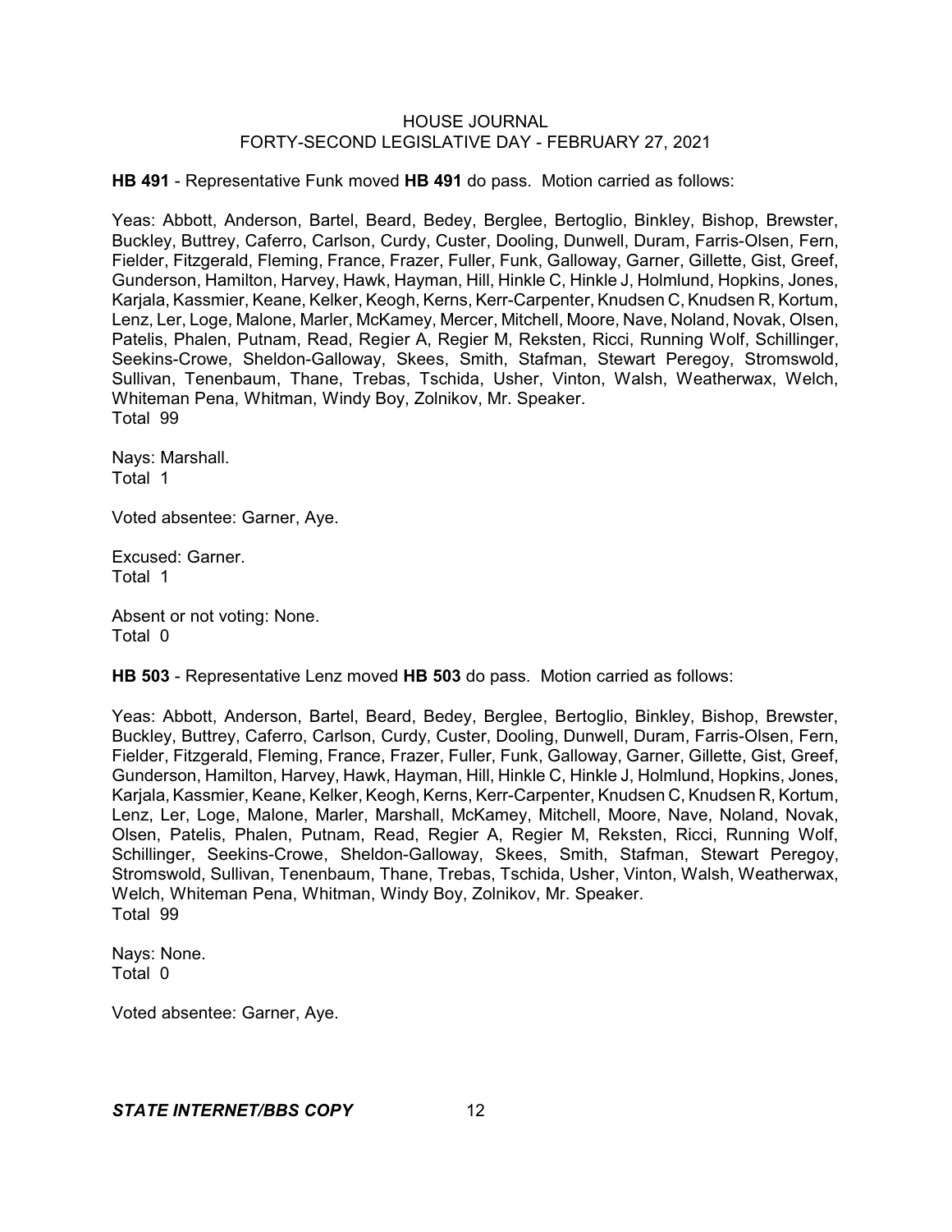**HB 491** - Representative Funk moved **HB 491** do pass. Motion carried as follows:

Yeas: Abbott, Anderson, Bartel, Beard, Bedey, Berglee, Bertoglio, Binkley, Bishop, Brewster, Buckley, Buttrey, Caferro, Carlson, Curdy, Custer, Dooling, Dunwell, Duram, Farris-Olsen, Fern, Fielder, Fitzgerald, Fleming, France, Frazer, Fuller, Funk, Galloway, Garner, Gillette, Gist, Greef, Gunderson, Hamilton, Harvey, Hawk, Hayman, Hill, Hinkle C, Hinkle J, Holmlund, Hopkins, Jones, Karjala, Kassmier, Keane, Kelker, Keogh, Kerns, Kerr-Carpenter, Knudsen C, Knudsen R, Kortum, Lenz, Ler, Loge, Malone, Marler, McKamey, Mercer, Mitchell, Moore, Nave, Noland, Novak, Olsen, Patelis, Phalen, Putnam, Read, Regier A, Regier M, Reksten, Ricci, Running Wolf, Schillinger, Seekins-Crowe, Sheldon-Galloway, Skees, Smith, Stafman, Stewart Peregoy, Stromswold, Sullivan, Tenenbaum, Thane, Trebas, Tschida, Usher, Vinton, Walsh, Weatherwax, Welch, Whiteman Pena, Whitman, Windy Boy, Zolnikov, Mr. Speaker.
Total 99

Nays: Marshall.
Total 1

Voted absentee: Garner, Aye.

Excused: Garner.
Total 1

Absent or not voting: None.
Total 0

**HB 503** - Representative Lenz moved **HB 503** do pass. Motion carried as follows:

Yeas: Abbott, Anderson, Bartel, Beard, Bedey, Berglee, Bertoglio, Binkley, Bishop, Brewster, Buckley, Buttrey, Caferro, Carlson, Curdy, Custer, Dooling, Dunwell, Duram, Farris-Olsen, Fern, Fielder, Fitzgerald, Fleming, France, Frazer, Fuller, Funk, Galloway, Garner, Gillette, Gist, Greef, Gunderson, Hamilton, Harvey, Hawk, Hayman, Hill, Hinkle C, Hinkle J, Holmlund, Hopkins, Jones, Karjala, Kassmier, Keane, Kelker, Keogh, Kerns, Kerr-Carpenter, Knudsen C, Knudsen R, Kortum, Lenz, Ler, Loge, Malone, Marler, Marshall, McKamey, Mitchell, Moore, Nave, Noland, Novak, Olsen, Patelis, Phalen, Putnam, Read, Regier A, Regier M, Reksten, Ricci, Running Wolf, Schillinger, Seekins-Crowe, Sheldon-Galloway, Skees, Smith, Stafman, Stewart Peregoy, Stromswold, Sullivan, Tenenbaum, Thane, Trebas, Tschida, Usher, Vinton, Walsh, Weatherwax, Welch, Whiteman Pena, Whitman, Windy Boy, Zolnikov, Mr. Speaker.
Total 99

Nays: None.
Total 0

Voted absentee: Garner, Aye.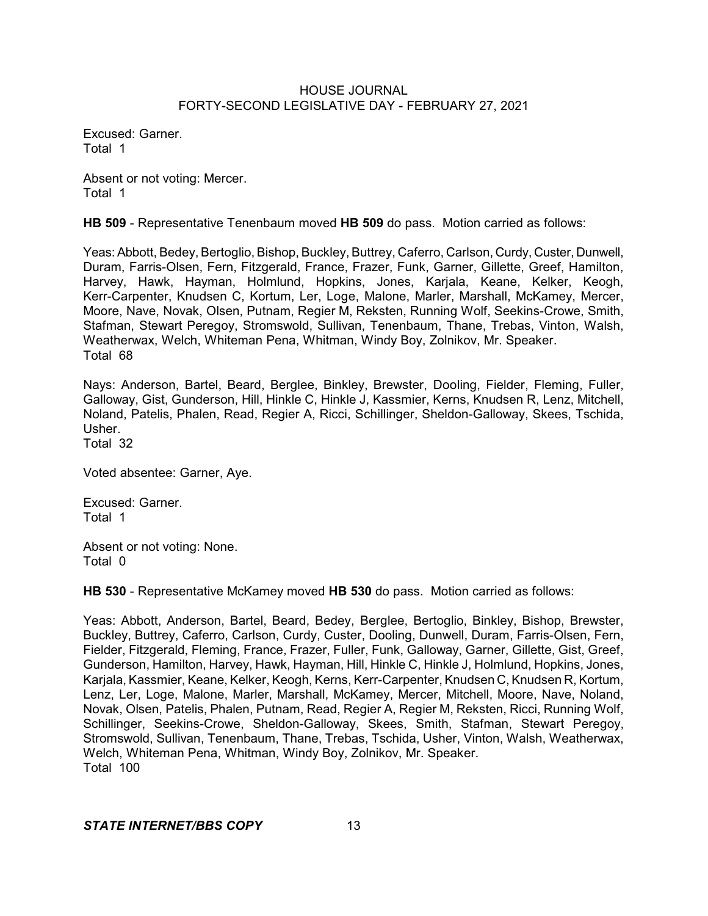Excused: Garner.
Total 1

Absent or not voting: Mercer.
Total 1

**HB 509** - Representative Tenenbaum moved **HB 509** do pass. Motion carried as follows:

Yeas: Abbott, Bedey, Bertoglio, Bishop, Buckley, Buttrey, Caferro, Carlson, Curdy, Custer, Dunwell, Duram, Farris-Olsen, Fern, Fitzgerald, France, Frazer, Funk, Garner, Gillette, Greef, Hamilton, Harvey, Hawk, Hayman, Holmlund, Hopkins, Jones, Karjala, Keane, Kelker, Keogh, Kerr-Carpenter, Knudsen C, Kortum, Ler, Loge, Malone, Marler, Marshall, McKamey, Mercer, Moore, Nave, Novak, Olsen, Putnam, Regier M, Reksten, Running Wolf, Seekins-Crowe, Smith, Stafman, Stewart Peregoy, Stromswold, Sullivan, Tenenbaum, Thane, Trebas, Vinton, Walsh, Weatherwax, Welch, Whiteman Pena, Whitman, Windy Boy, Zolnikov, Mr. Speaker.
Total 68

Nays: Anderson, Bartel, Beard, Berglee, Binkley, Brewster, Dooling, Fielder, Fleming, Fuller, Galloway, Gist, Gunderson, Hill, Hinkle C, Hinkle J, Kassmier, Kerns, Knudsen R, Lenz, Mitchell, Noland, Patelis, Phalen, Read, Regier A, Ricci, Schillinger, Sheldon-Galloway, Skees, Tschida, Usher.
Total 32

Voted absentee: Garner, Aye.

Excused: Garner.
Total 1

Absent or not voting: None.
Total 0

**HB 530** - Representative McKamey moved **HB 530** do pass. Motion carried as follows:

Yeas: Abbott, Anderson, Bartel, Beard, Bedey, Berglee, Bertoglio, Binkley, Bishop, Brewster, Buckley, Buttrey, Caferro, Carlson, Curdy, Custer, Dooling, Dunwell, Duram, Farris-Olsen, Fern, Fielder, Fitzgerald, Fleming, France, Frazer, Fuller, Funk, Galloway, Garner, Gillette, Gist, Greef, Gunderson, Hamilton, Harvey, Hawk, Hayman, Hill, Hinkle C, Hinkle J, Holmlund, Hopkins, Jones, Karjala, Kassmier, Keane, Kelker, Keogh, Kerns, Kerr-Carpenter, Knudsen C, Knudsen R, Kortum, Lenz, Ler, Loge, Malone, Marler, Marshall, McKamey, Mercer, Mitchell, Moore, Nave, Noland, Novak, Olsen, Patelis, Phalen, Putnam, Read, Regier A, Regier M, Reksten, Ricci, Running Wolf, Schillinger, Seekins-Crowe, Sheldon-Galloway, Skees, Smith, Stafman, Stewart Peregoy, Stromswold, Sullivan, Tenenbaum, Thane, Trebas, Tschida, Usher, Vinton, Walsh, Weatherwax, Welch, Whiteman Pena, Whitman, Windy Boy, Zolnikov, Mr. Speaker.
Total 100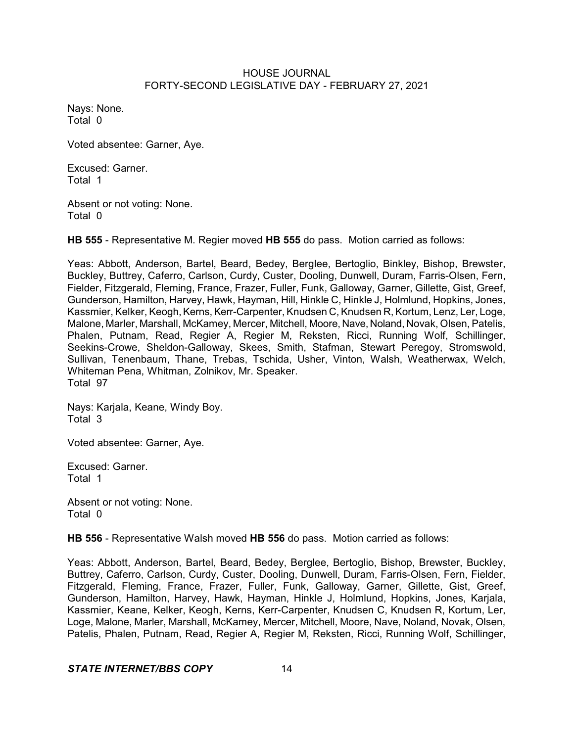Nays: None.
Total 0

Voted absentee: Garner, Aye.

Excused: Garner.
Total 1

Absent or not voting: None.
Total 0

**HB 555** - Representative M. Regier moved **HB 555** do pass. Motion carried as follows:

Yeas: Abbott, Anderson, Bartel, Beard, Bedey, Berglee, Bertoglio, Binkley, Bishop, Brewster, Buckley, Buttrey, Caferro, Carlson, Curdy, Custer, Dooling, Dunwell, Duram, Farris-Olsen, Fern, Fielder, Fitzgerald, Fleming, France, Frazer, Fuller, Funk, Galloway, Garner, Gillette, Gist, Greef, Gunderson, Hamilton, Harvey, Hawk, Hayman, Hill, Hinkle C, Hinkle J, Holmlund, Hopkins, Jones, Kassmier, Kelker, Keogh, Kerns, Kerr-Carpenter, Knudsen C, Knudsen R, Kortum, Lenz, Ler, Loge, Malone, Marler, Marshall, McKamey, Mercer, Mitchell, Moore, Nave, Noland, Novak, Olsen, Patelis, Phalen, Putnam, Read, Regier A, Regier M, Reksten, Ricci, Running Wolf, Schillinger, Seekins-Crowe, Sheldon-Galloway, Skees, Smith, Stafman, Stewart Peregoy, Stromswold, Sullivan, Tenenbaum, Thane, Trebas, Tschida, Usher, Vinton, Walsh, Weatherwax, Welch, Whiteman Pena, Whitman, Zolnikov, Mr. Speaker.
Total 97

Nays: Karjala, Keane, Windy Boy.
Total 3

Voted absentee: Garner, Aye.

Excused: Garner.
Total 1

Absent or not voting: None.
Total 0

**HB 556** - Representative Walsh moved **HB 556** do pass. Motion carried as follows:

Yeas: Abbott, Anderson, Bartel, Beard, Bedey, Berglee, Bertoglio, Bishop, Brewster, Buckley, Buttrey, Caferro, Carlson, Curdy, Custer, Dooling, Dunwell, Duram, Farris-Olsen, Fern, Fielder, Fitzgerald, Fleming, France, Frazer, Fuller, Funk, Galloway, Garner, Gillette, Gist, Greef, Gunderson, Hamilton, Harvey, Hawk, Hayman, Hinkle J, Holmlund, Hopkins, Jones, Karjala, Kassmier, Keane, Kelker, Keogh, Kerns, Kerr-Carpenter, Knudsen C, Knudsen R, Kortum, Ler, Loge, Malone, Marler, Marshall, McKamey, Mercer, Mitchell, Moore, Nave, Noland, Novak, Olsen, Patelis, Phalen, Putnam, Read, Regier A, Regier M, Reksten, Ricci, Running Wolf, Schillinger,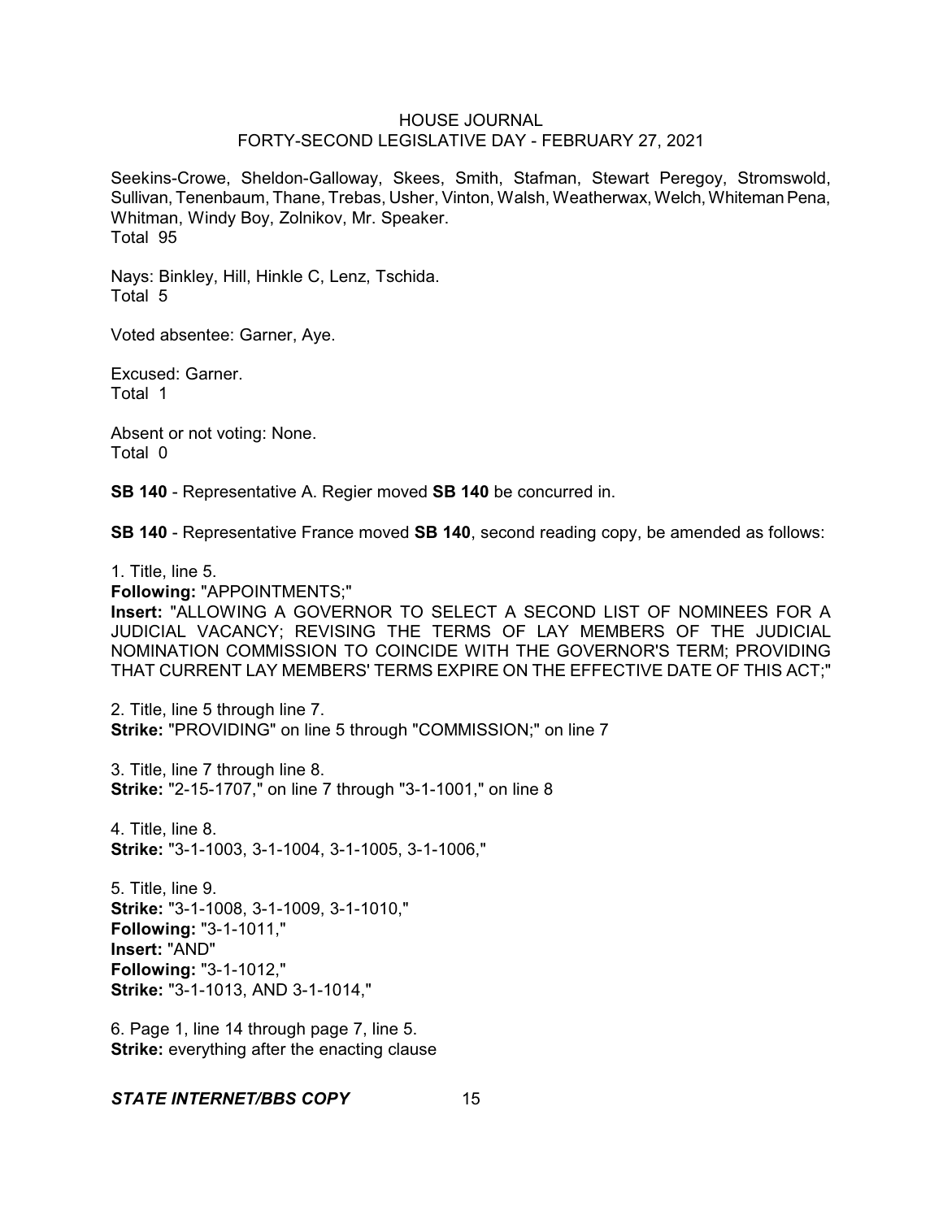Seekins-Crowe, Sheldon-Galloway, Skees, Smith, Stafman, Stewart Peregoy, Stromswold, Sullivan, Tenenbaum, Thane, Trebas, Usher, Vinton, Walsh, Weatherwax, Welch, Whiteman Pena, Whitman, Windy Boy, Zolnikov, Mr. Speaker.
Total 95

Nays: Binkley, Hill, Hinkle C, Lenz, Tschida.
Total 5

Voted absentee: Garner, Aye.

Excused: Garner.
Total 1

Absent or not voting: None.
Total 0

**SB 140** - Representative A. Regier moved **SB 140** be concurred in.

**SB 140** - Representative France moved **SB 140**, second reading copy, be amended as follows:

1. Title, line 5.
**Following:** "APPOINTMENTS;"
**Insert:** "ALLOWING A GOVERNOR TO SELECT A SECOND LIST OF NOMINEES FOR A JUDICIAL VACANCY; REVISING THE TERMS OF LAY MEMBERS OF THE JUDICIAL NOMINATION COMMISSION TO COINCIDE WITH THE GOVERNOR'S TERM; PROVIDING THAT CURRENT LAY MEMBERS' TERMS EXPIRE ON THE EFFECTIVE DATE OF THIS ACT;"

2. Title, line 5 through line 7.
**Strike:** "PROVIDING" on line 5 through "COMMISSION;" on line 7

3. Title, line 7 through line 8.
**Strike:** "2-15-1707," on line 7 through "3-1-1001," on line 8

4. Title, line 8.
**Strike:** "3-1-1003, 3-1-1004, 3-1-1005, 3-1-1006,"

5. Title, line 9.
**Strike:** "3-1-1008, 3-1-1009, 3-1-1010,"
**Following:** "3-1-1011,"
**Insert:** "AND"
**Following:** "3-1-1012,"
**Strike:** "3-1-1013, AND 3-1-1014,"

6. Page 1, line 14 through page 7, line 5.
**Strike:** everything after the enacting clause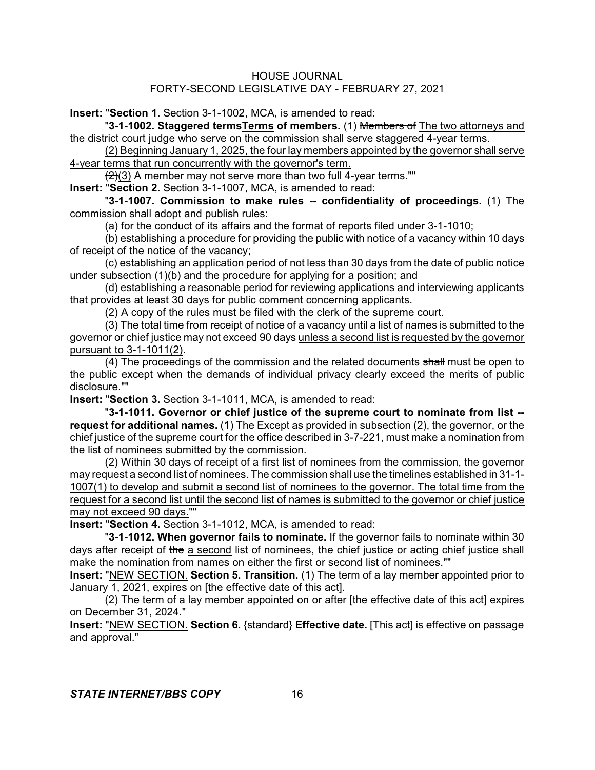**Insert:** "**Section 1.** Section 3-1-1002, MCA, is amended to read:

"**3-1-1002. ~~Staggered terms~~Terms of members.** (1) ~~Members of~~ The two attorneys and the district court judge who serve on the commission shall serve staggered 4-year terms.

(2) Beginning January 1, 2025, the four lay members appointed by the governor shall serve 4-year terms that run concurrently with the governor's term.

~~(2)~~(3) A member may not serve more than two full 4-year terms.""

**Insert:** "**Section 2.** Section 3-1-1007, MCA, is amended to read:

"**3-1-1007. Commission to make rules -- confidentiality of proceedings.** (1) The commission shall adopt and publish rules:

(a) for the conduct of its affairs and the format of reports filed under 3-1-1010;

(b) establishing a procedure for providing the public with notice of a vacancy within 10 days of receipt of the notice of the vacancy;

(c) establishing an application period of not less than 30 days from the date of public notice under subsection (1)(b) and the procedure for applying for a position; and

(d) establishing a reasonable period for reviewing applications and interviewing applicants that provides at least 30 days for public comment concerning applicants.

(2) A copy of the rules must be filed with the clerk of the supreme court.

(3) The total time from receipt of notice of a vacancy until a list of names is submitted to the governor or chief justice may not exceed 90 days unless a second list is requested by the governor pursuant to 3-1-1011(2).

(4) The proceedings of the commission and the related documents ~~shall~~ must be open to the public except when the demands of individual privacy clearly exceed the merits of public disclosure.""

**Insert:** "**Section 3.** Section 3-1-1011, MCA, is amended to read:

"**3-1-1011. Governor or chief justice of the supreme court to nominate from list -- request for additional names.** (1) ~~The~~ Except as provided in subsection (2), the governor, or the chief justice of the supreme court for the office described in 3-7-221, must make a nomination from the list of nominees submitted by the commission.

(2) Within 30 days of receipt of a first list of nominees from the commission, the governor may request a second list of nominees. The commission shall use the timelines established in 31-1-1007(1) to develop and submit a second list of nominees to the governor. The total time from the request for a second list until the second list of names is submitted to the governor or chief justice may not exceed 90 days.""

**Insert:** "**Section 4.** Section 3-1-1012, MCA, is amended to read:

"**3-1-1012. When governor fails to nominate.** If the governor fails to nominate within 30 days after receipt of ~~the~~ a second list of nominees, the chief justice or acting chief justice shall make the nomination from names on either the first or second list of nominees.""

**Insert:** "NEW SECTION. **Section 5. Transition.** (1) The term of a lay member appointed prior to January 1, 2021, expires on [the effective date of this act].

(2) The term of a lay member appointed on or after [the effective date of this act] expires on December 31, 2024."

**Insert:** "NEW SECTION. **Section 6.** {standard} **Effective date.** [This act] is effective on passage and approval."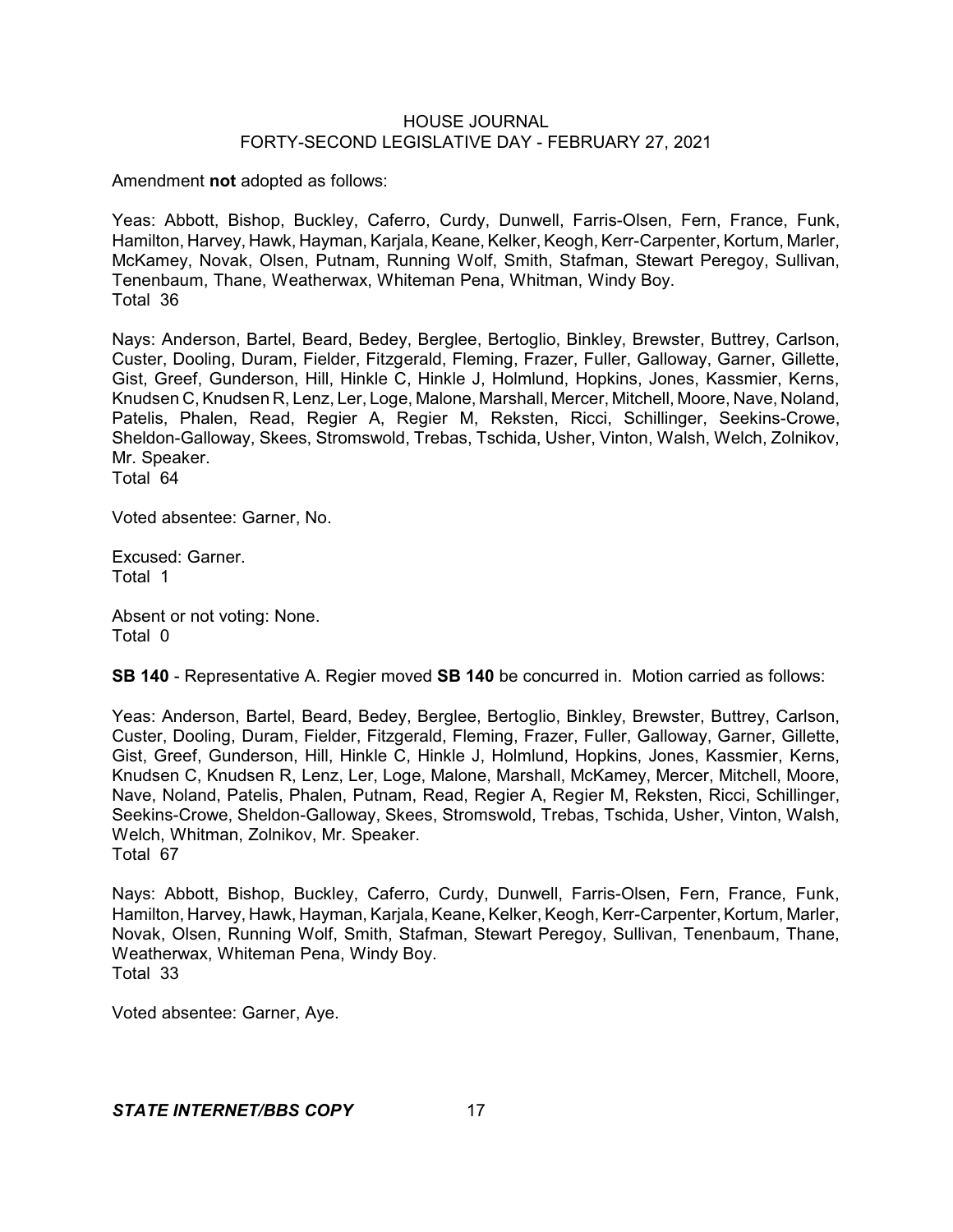Amendment **not** adopted as follows:

Yeas: Abbott, Bishop, Buckley, Caferro, Curdy, Dunwell, Farris-Olsen, Fern, France, Funk, Hamilton, Harvey, Hawk, Hayman, Karjala, Keane, Kelker, Keogh, Kerr-Carpenter, Kortum, Marler, McKamey, Novak, Olsen, Putnam, Running Wolf, Smith, Stafman, Stewart Peregoy, Sullivan, Tenenbaum, Thane, Weatherwax, Whiteman Pena, Whitman, Windy Boy.
Total 36

Nays: Anderson, Bartel, Beard, Bedey, Berglee, Bertoglio, Binkley, Brewster, Buttrey, Carlson, Custer, Dooling, Duram, Fielder, Fitzgerald, Fleming, Frazer, Fuller, Galloway, Garner, Gillette, Gist, Greef, Gunderson, Hill, Hinkle C, Hinkle J, Holmlund, Hopkins, Jones, Kassmier, Kerns, Knudsen C, Knudsen R, Lenz, Ler, Loge, Malone, Marshall, Mercer, Mitchell, Moore, Nave, Noland, Patelis, Phalen, Read, Regier A, Regier M, Reksten, Ricci, Schillinger, Seekins-Crowe, Sheldon-Galloway, Skees, Stromswold, Trebas, Tschida, Usher, Vinton, Walsh, Welch, Zolnikov, Mr. Speaker.
Total 64

Voted absentee: Garner, No.

Excused: Garner.
Total 1

Absent or not voting: None.
Total 0

**SB 140** - Representative A. Regier moved **SB 140** be concurred in. Motion carried as follows:

Yeas: Anderson, Bartel, Beard, Bedey, Berglee, Bertoglio, Binkley, Brewster, Buttrey, Carlson, Custer, Dooling, Duram, Fielder, Fitzgerald, Fleming, Frazer, Fuller, Galloway, Garner, Gillette, Gist, Greef, Gunderson, Hill, Hinkle C, Hinkle J, Holmlund, Hopkins, Jones, Kassmier, Kerns, Knudsen C, Knudsen R, Lenz, Ler, Loge, Malone, Marshall, McKamey, Mercer, Mitchell, Moore, Nave, Noland, Patelis, Phalen, Putnam, Read, Regier A, Regier M, Reksten, Ricci, Schillinger, Seekins-Crowe, Sheldon-Galloway, Skees, Stromswold, Trebas, Tschida, Usher, Vinton, Walsh, Welch, Whitman, Zolnikov, Mr. Speaker.
Total 67

Nays: Abbott, Bishop, Buckley, Caferro, Curdy, Dunwell, Farris-Olsen, Fern, France, Funk, Hamilton, Harvey, Hawk, Hayman, Karjala, Keane, Kelker, Keogh, Kerr-Carpenter, Kortum, Marler, Novak, Olsen, Running Wolf, Smith, Stafman, Stewart Peregoy, Sullivan, Tenenbaum, Thane, Weatherwax, Whiteman Pena, Windy Boy.
Total 33

Voted absentee: Garner, Aye.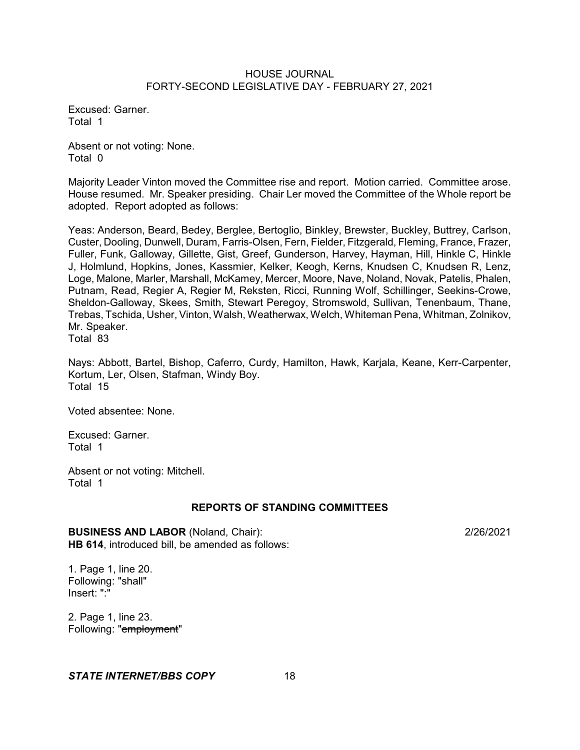Excused: Garner.
Total 1

Absent or not voting: None.
Total 0

Majority Leader Vinton moved the Committee rise and report. Motion carried. Committee arose. House resumed. Mr. Speaker presiding. Chair Ler moved the Committee of the Whole report be adopted. Report adopted as follows:

Yeas: Anderson, Beard, Bedey, Berglee, Bertoglio, Binkley, Brewster, Buckley, Buttrey, Carlson, Custer, Dooling, Dunwell, Duram, Farris-Olsen, Fern, Fielder, Fitzgerald, Fleming, France, Frazer, Fuller, Funk, Galloway, Gillette, Gist, Greef, Gunderson, Harvey, Hayman, Hill, Hinkle C, Hinkle J, Holmlund, Hopkins, Jones, Kassmier, Kelker, Keogh, Kerns, Knudsen C, Knudsen R, Lenz, Loge, Malone, Marler, Marshall, McKamey, Mercer, Moore, Nave, Noland, Novak, Patelis, Phalen, Putnam, Read, Regier A, Regier M, Reksten, Ricci, Running Wolf, Schillinger, Seekins-Crowe, Sheldon-Galloway, Skees, Smith, Stewart Peregoy, Stromswold, Sullivan, Tenenbaum, Thane, Trebas, Tschida, Usher, Vinton, Walsh, Weatherwax, Welch, Whiteman Pena, Whitman, Zolnikov, Mr. Speaker.
Total 83

Nays: Abbott, Bartel, Bishop, Caferro, Curdy, Hamilton, Hawk, Karjala, Keane, Kerr-Carpenter, Kortum, Ler, Olsen, Stafman, Windy Boy.
Total 15

Voted absentee: None.

Excused: Garner.
Total 1

Absent or not voting: Mitchell.
Total 1

## REPORTS OF STANDING COMMITTEES

**BUSINESS AND LABOR** (Noland, Chair): 2/26/2021
**HB 614**, introduced bill, be amended as follows:

1. Page 1, line 20.
Following: "shall"
Insert: ":"

2. Page 1, line 23.
Following: "~~employment~~"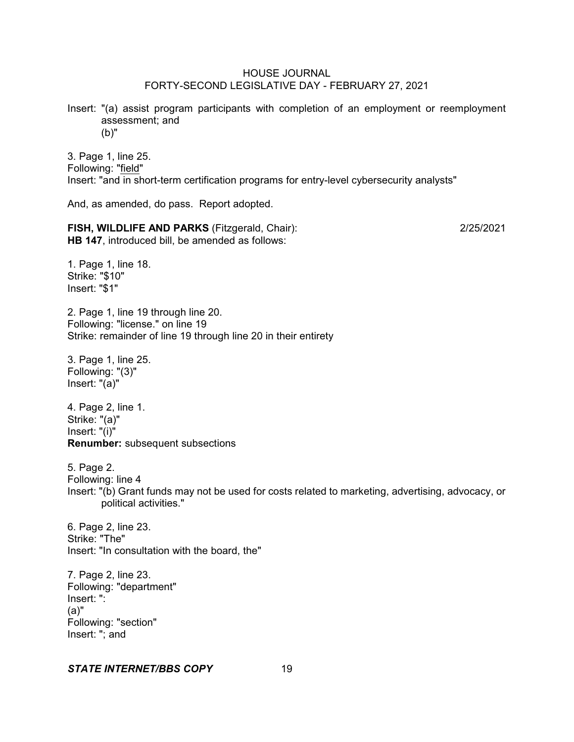Insert: "(a) assist program participants with completion of an employment or reemployment assessment; and
(b)"

3. Page 1, line 25.
Following: "field"
Insert: "and in short-term certification programs for entry-level cybersecurity analysts"

And, as amended, do pass. Report adopted.

**FISH, WILDLIFE AND PARKS** (Fitzgerald, Chair): 2/25/2021
**HB 147**, introduced bill, be amended as follows:

1. Page 1, line 18.
Strike: "$10"
Insert: "$1"

2. Page 1, line 19 through line 20.
Following: "license." on line 19
Strike: remainder of line 19 through line 20 in their entirety

3. Page 1, line 25.
Following: "(3)"
Insert: "(a)"

4. Page 2, line 1.
Strike: "(a)"
Insert: "(i)"
**Renumber:** subsequent subsections

5. Page 2.
Following: line 4
Insert: "(b) Grant funds may not be used for costs related to marketing, advertising, advocacy, or political activities."

6. Page 2, line 23.
Strike: "The"
Insert: "In consultation with the board, the"

7. Page 2, line 23.
Following: "department"
Insert: ":
(a)"
Following: "section"
Insert: "; and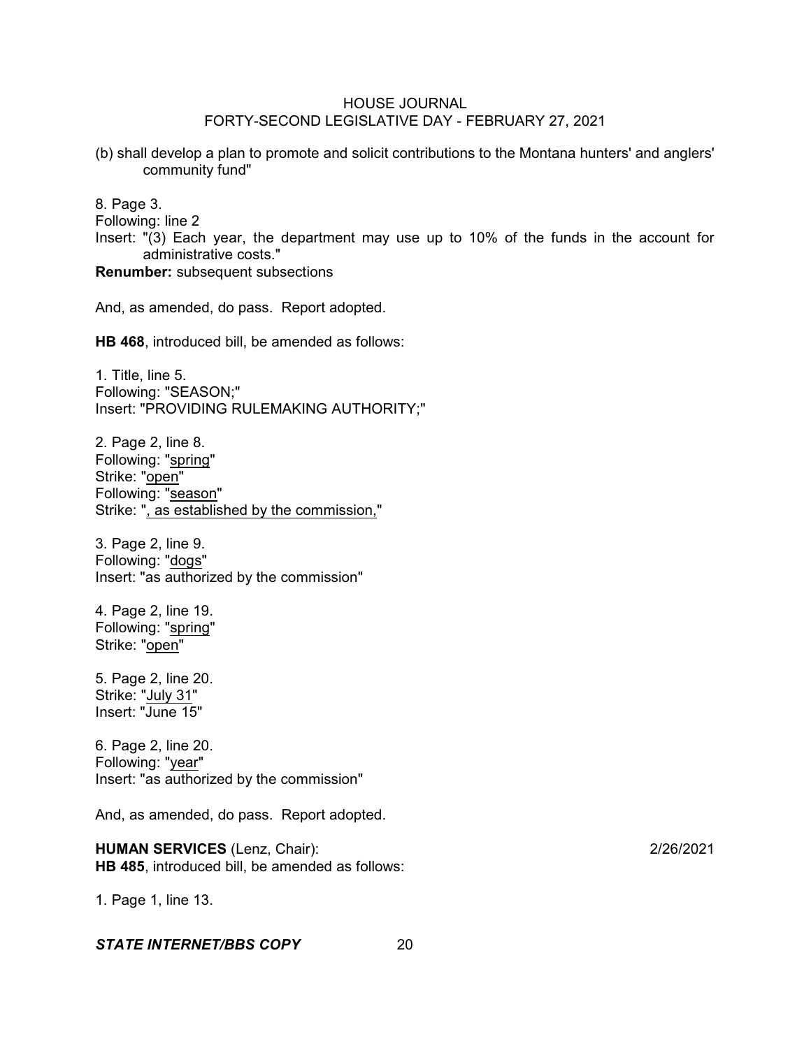(b) shall develop a plan to promote and solicit contributions to the Montana hunters' and anglers' community fund"

8. Page 3.
Following: line 2
Insert: "(3) Each year, the department may use up to 10% of the funds in the account for administrative costs."
**Renumber:** subsequent subsections

And, as amended, do pass. Report adopted.

**HB 468**, introduced bill, be amended as follows:

1. Title, line 5.
Following: "SEASON;"
Insert: "PROVIDING RULEMAKING AUTHORITY;"

2. Page 2, line 8.
Following: "spring"
Strike: "open"
Following: "season"
Strike: ", as established by the commission,"

3. Page 2, line 9.
Following: "dogs"
Insert: "as authorized by the commission"

4. Page 2, line 19.
Following: "spring"
Strike: "open"

5. Page 2, line 20.
Strike: "July 31"
Insert: "June 15"

6. Page 2, line 20.
Following: "year"
Insert: "as authorized by the commission"

And, as amended, do pass. Report adopted.

**HUMAN SERVICES** (Lenz, Chair): 2/26/2021
**HB 485**, introduced bill, be amended as follows:

1. Page 1, line 13.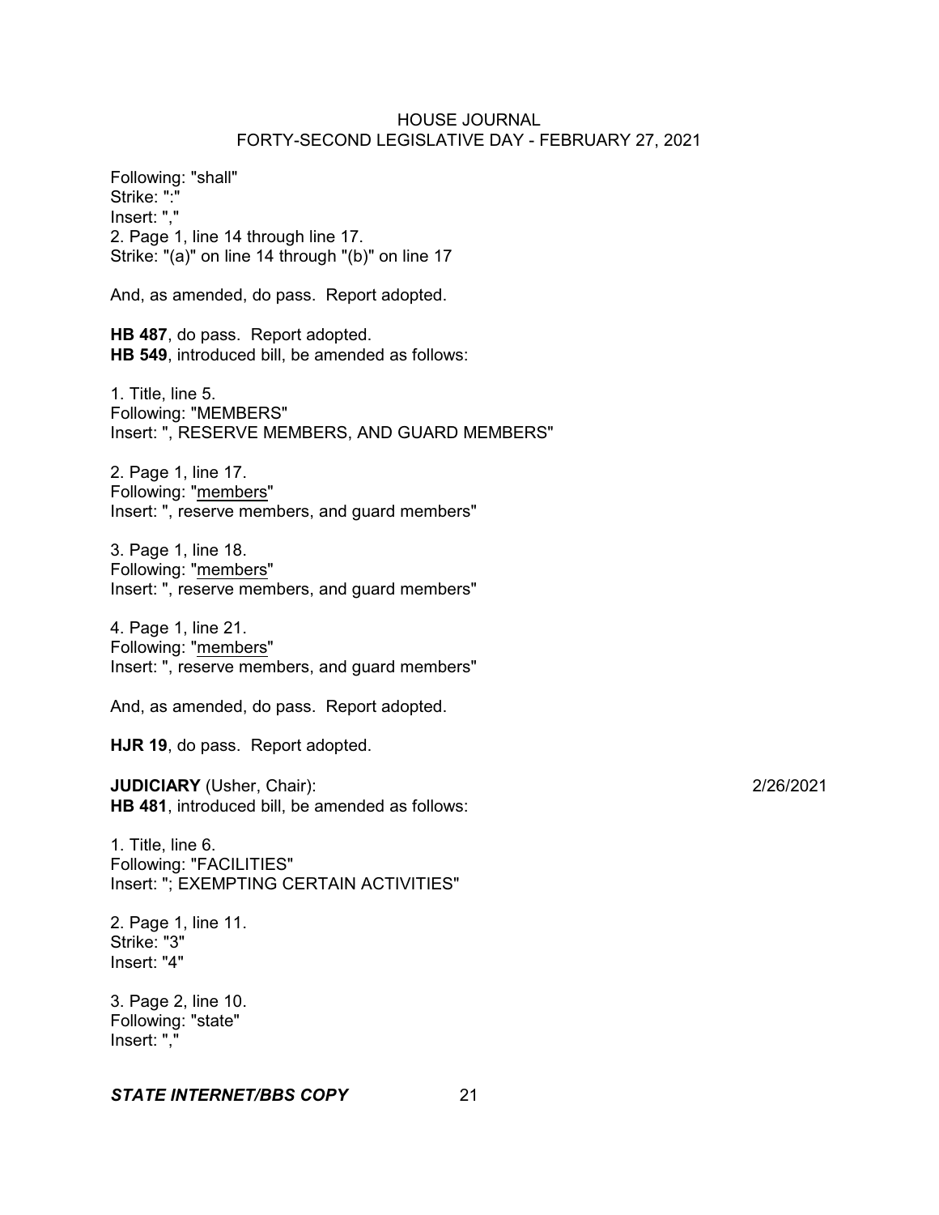Following: "shall"
Strike: ":"
Insert: ","
2. Page 1, line 14 through line 17.
Strike: "(a)" on line 14 through "(b)" on line 17

And, as amended, do pass. Report adopted.

**HB 487**, do pass. Report adopted.
**HB 549**, introduced bill, be amended as follows:

1. Title, line 5.
Following: "MEMBERS"
Insert: ", RESERVE MEMBERS, AND GUARD MEMBERS"

2. Page 1, line 17.
Following: "<u>members</u>"
Insert: ", reserve members, and guard members"

3. Page 1, line 18.
Following: "<u>members</u>"
Insert: ", reserve members, and guard members"

4. Page 1, line 21.
Following: "<u>members</u>"
Insert: ", reserve members, and guard members"

And, as amended, do pass. Report adopted.

**HJR 19**, do pass. Report adopted.

**JUDICIARY** (Usher, Chair): 2/26/2021
**HB 481**, introduced bill, be amended as follows:

1. Title, line 6.
Following: "FACILITIES"
Insert: "; EXEMPTING CERTAIN ACTIVITIES"

2. Page 1, line 11.
Strike: "3"
Insert: "4"

3. Page 2, line 10.
Following: "state"
Insert: ","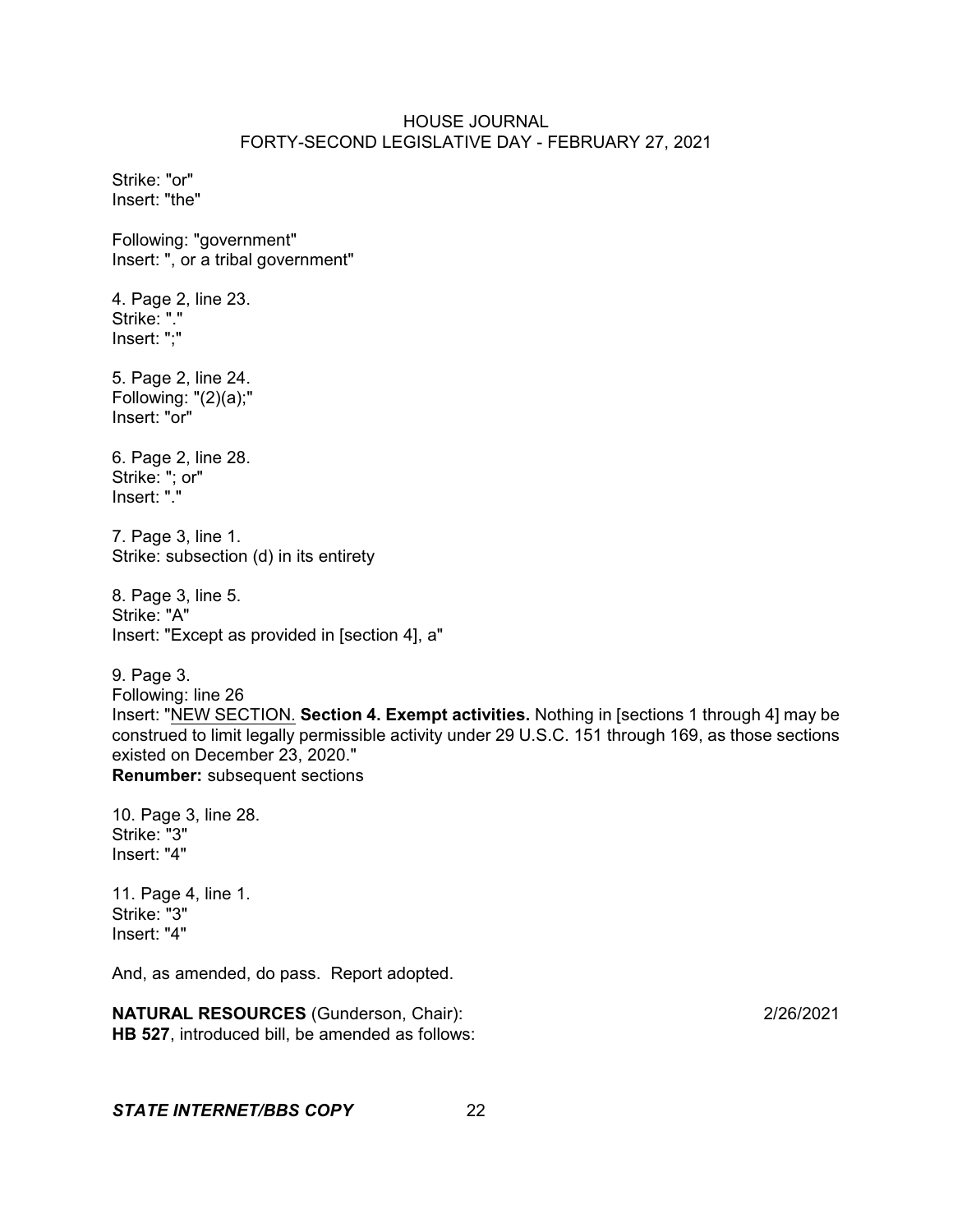Strike: "or"
Insert: "the"

Following: "government"
Insert: ", or a tribal government"

4. Page 2, line 23.
Strike: "."
Insert: ";"

5. Page 2, line 24.
Following: "(2)(a);"
Insert: "or"

6. Page 2, line 28.
Strike: "; or"
Insert: "."

7. Page 3, line 1.
Strike: subsection (d) in its entirety

8. Page 3, line 5.
Strike: "A"
Insert: "Except as provided in [section 4], a"

9. Page 3.
Following: line 26
Insert: "<u>NEW SECTION.</u> **Section 4. Exempt activities.** Nothing in [sections 1 through 4] may be construed to limit legally permissible activity under 29 U.S.C. 151 through 169, as those sections existed on December 23, 2020."
**Renumber:** subsequent sections

10. Page 3, line 28.
Strike: "3"
Insert: "4"

11. Page 4, line 1.
Strike: "3"
Insert: "4"

And, as amended, do pass. Report adopted.

**NATURAL RESOURCES** (Gunderson, Chair): 2/26/2021
**HB 527**, introduced bill, be amended as follows: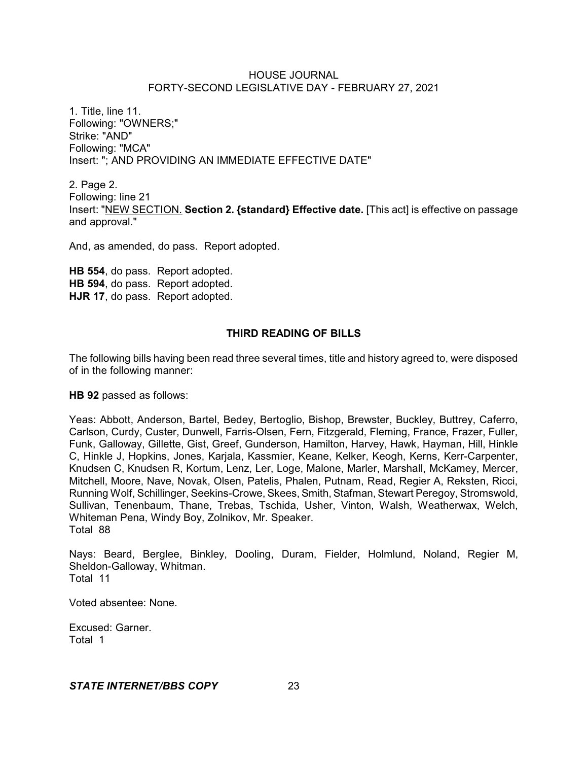1. Title, line 11.
Following: "OWNERS;"
Strike: "AND"
Following: "MCA"
Insert: "; AND PROVIDING AN IMMEDIATE EFFECTIVE DATE"

2. Page 2.
Following: line 21
Insert: "NEW SECTION. **Section 2. {standard} Effective date.** [This act] is effective on passage and approval."

And, as amended, do pass. Report adopted.

**HB 554**, do pass. Report adopted.
**HB 594**, do pass. Report adopted.
**HJR 17**, do pass. Report adopted.

## THIRD READING OF BILLS

The following bills having been read three several times, title and history agreed to, were disposed of in the following manner:

**HB 92** passed as follows:

Yeas: Abbott, Anderson, Bartel, Bedey, Bertoglio, Bishop, Brewster, Buckley, Buttrey, Caferro, Carlson, Curdy, Custer, Dunwell, Farris-Olsen, Fern, Fitzgerald, Fleming, France, Frazer, Fuller, Funk, Galloway, Gillette, Gist, Greef, Gunderson, Hamilton, Harvey, Hawk, Hayman, Hill, Hinkle C, Hinkle J, Hopkins, Jones, Karjala, Kassmier, Keane, Kelker, Keogh, Kerns, Kerr-Carpenter, Knudsen C, Knudsen R, Kortum, Lenz, Ler, Loge, Malone, Marler, Marshall, McKamey, Mercer, Mitchell, Moore, Nave, Novak, Olsen, Patelis, Phalen, Putnam, Read, Regier A, Reksten, Ricci, Running Wolf, Schillinger, Seekins-Crowe, Skees, Smith, Stafman, Stewart Peregoy, Stromswold, Sullivan, Tenenbaum, Thane, Trebas, Tschida, Usher, Vinton, Walsh, Weatherwax, Welch, Whiteman Pena, Windy Boy, Zolnikov, Mr. Speaker.
Total 88

Nays: Beard, Berglee, Binkley, Dooling, Duram, Fielder, Holmlund, Noland, Regier M, Sheldon-Galloway, Whitman.
Total 11

Voted absentee: None.

Excused: Garner.
Total 1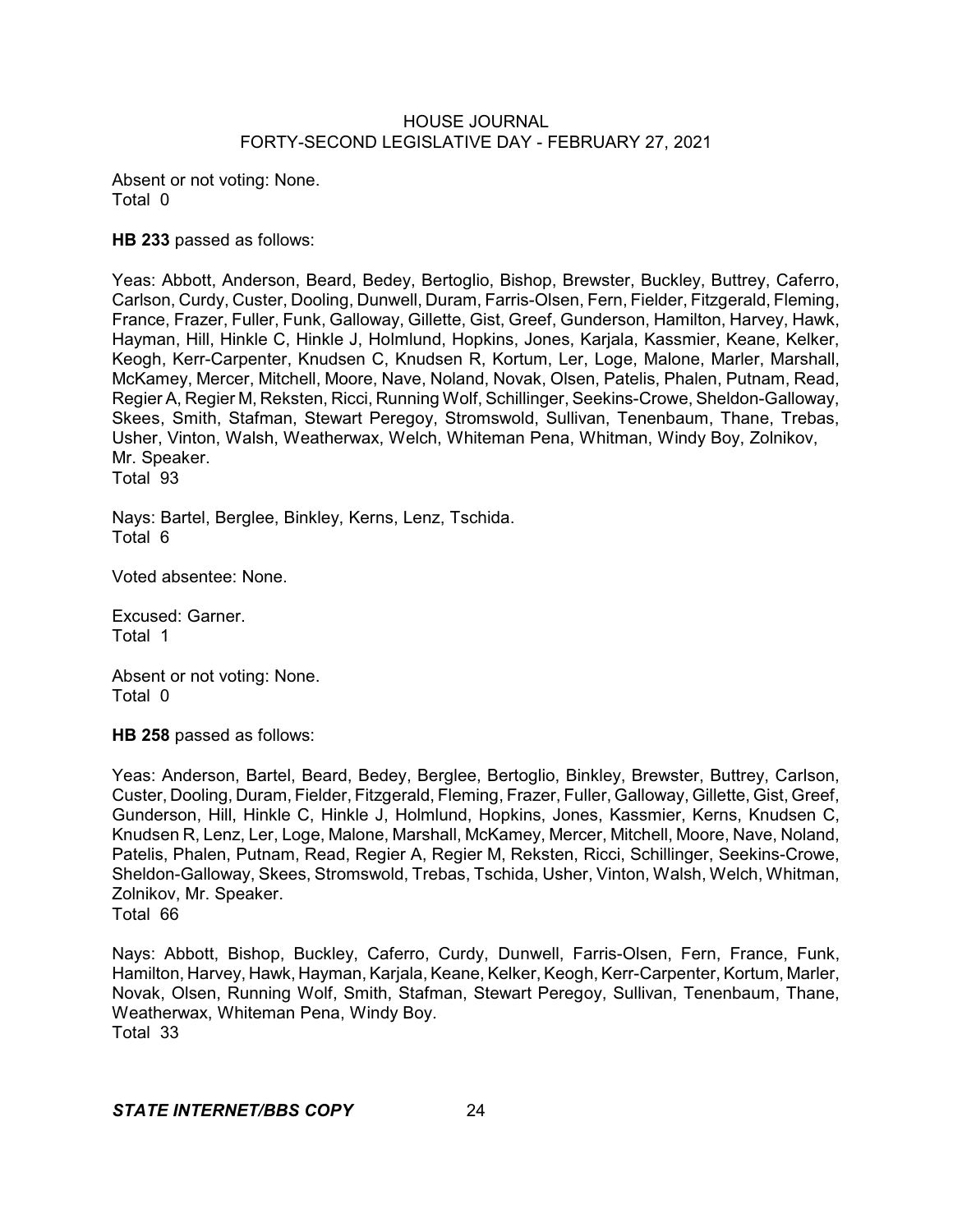Absent or not voting: None.
Total 0

**HB 233** passed as follows:

Yeas: Abbott, Anderson, Beard, Bedey, Bertoglio, Bishop, Brewster, Buckley, Buttrey, Caferro, Carlson, Curdy, Custer, Dooling, Dunwell, Duram, Farris-Olsen, Fern, Fielder, Fitzgerald, Fleming, France, Frazer, Fuller, Funk, Galloway, Gillette, Gist, Greef, Gunderson, Hamilton, Harvey, Hawk, Hayman, Hill, Hinkle C, Hinkle J, Holmlund, Hopkins, Jones, Karjala, Kassmier, Keane, Kelker, Keogh, Kerr-Carpenter, Knudsen C, Knudsen R, Kortum, Ler, Loge, Malone, Marler, Marshall, McKamey, Mercer, Mitchell, Moore, Nave, Noland, Novak, Olsen, Patelis, Phalen, Putnam, Read, Regier A, Regier M, Reksten, Ricci, Running Wolf, Schillinger, Seekins-Crowe, Sheldon-Galloway, Skees, Smith, Stafman, Stewart Peregoy, Stromswold, Sullivan, Tenenbaum, Thane, Trebas, Usher, Vinton, Walsh, Weatherwax, Welch, Whiteman Pena, Whitman, Windy Boy, Zolnikov, Mr. Speaker.
Total 93

Nays: Bartel, Berglee, Binkley, Kerns, Lenz, Tschida.
Total 6

Voted absentee: None.

Excused: Garner.
Total 1

Absent or not voting: None.
Total 0

**HB 258** passed as follows:

Yeas: Anderson, Bartel, Beard, Bedey, Berglee, Bertoglio, Binkley, Brewster, Buttrey, Carlson, Custer, Dooling, Duram, Fielder, Fitzgerald, Fleming, Frazer, Fuller, Galloway, Gillette, Gist, Greef, Gunderson, Hill, Hinkle C, Hinkle J, Holmlund, Hopkins, Jones, Kassmier, Kerns, Knudsen C, Knudsen R, Lenz, Ler, Loge, Malone, Marshall, McKamey, Mercer, Mitchell, Moore, Nave, Noland, Patelis, Phalen, Putnam, Read, Regier A, Regier M, Reksten, Ricci, Schillinger, Seekins-Crowe, Sheldon-Galloway, Skees, Stromswold, Trebas, Tschida, Usher, Vinton, Walsh, Welch, Whitman, Zolnikov, Mr. Speaker.
Total 66

Nays: Abbott, Bishop, Buckley, Caferro, Curdy, Dunwell, Farris-Olsen, Fern, France, Funk, Hamilton, Harvey, Hawk, Hayman, Karjala, Keane, Kelker, Keogh, Kerr-Carpenter, Kortum, Marler, Novak, Olsen, Running Wolf, Smith, Stafman, Stewart Peregoy, Sullivan, Tenenbaum, Thane, Weatherwax, Whiteman Pena, Windy Boy.
Total 33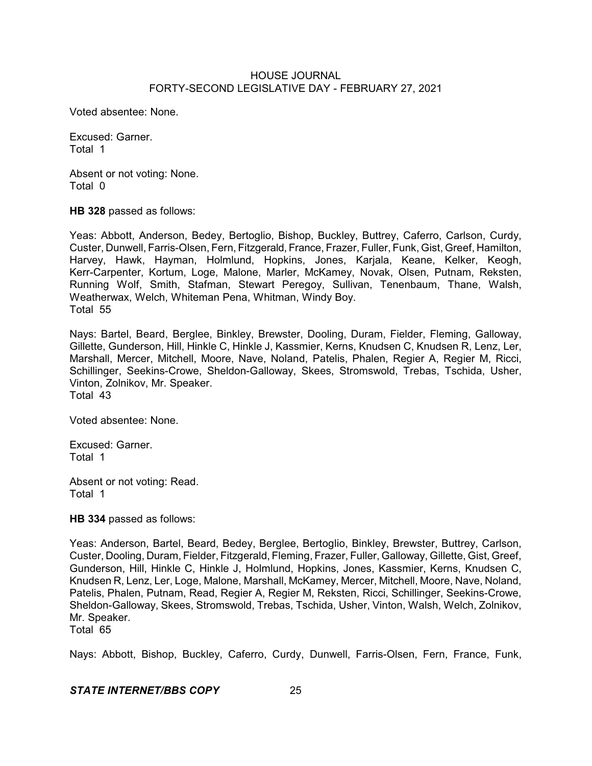Voted absentee: None.

Excused: Garner.
Total 1

Absent or not voting: None.
Total 0

**HB 328** passed as follows:

Yeas: Abbott, Anderson, Bedey, Bertoglio, Bishop, Buckley, Buttrey, Caferro, Carlson, Curdy, Custer, Dunwell, Farris-Olsen, Fern, Fitzgerald, France, Frazer, Fuller, Funk, Gist, Greef, Hamilton, Harvey, Hawk, Hayman, Holmlund, Hopkins, Jones, Karjala, Keane, Kelker, Keogh, Kerr-Carpenter, Kortum, Loge, Malone, Marler, McKamey, Novak, Olsen, Putnam, Reksten, Running Wolf, Smith, Stafman, Stewart Peregoy, Sullivan, Tenenbaum, Thane, Walsh, Weatherwax, Welch, Whiteman Pena, Whitman, Windy Boy.
Total 55

Nays: Bartel, Beard, Berglee, Binkley, Brewster, Dooling, Duram, Fielder, Fleming, Galloway, Gillette, Gunderson, Hill, Hinkle C, Hinkle J, Kassmier, Kerns, Knudsen C, Knudsen R, Lenz, Ler, Marshall, Mercer, Mitchell, Moore, Nave, Noland, Patelis, Phalen, Regier A, Regier M, Ricci, Schillinger, Seekins-Crowe, Sheldon-Galloway, Skees, Stromswold, Trebas, Tschida, Usher, Vinton, Zolnikov, Mr. Speaker.
Total 43

Voted absentee: None.

Excused: Garner.
Total 1

Absent or not voting: Read.
Total 1

**HB 334** passed as follows:

Yeas: Anderson, Bartel, Beard, Bedey, Berglee, Bertoglio, Binkley, Brewster, Buttrey, Carlson, Custer, Dooling, Duram, Fielder, Fitzgerald, Fleming, Frazer, Fuller, Galloway, Gillette, Gist, Greef, Gunderson, Hill, Hinkle C, Hinkle J, Holmlund, Hopkins, Jones, Kassmier, Kerns, Knudsen C, Knudsen R, Lenz, Ler, Loge, Malone, Marshall, McKamey, Mercer, Mitchell, Moore, Nave, Noland, Patelis, Phalen, Putnam, Read, Regier A, Regier M, Reksten, Ricci, Schillinger, Seekins-Crowe, Sheldon-Galloway, Skees, Stromswold, Trebas, Tschida, Usher, Vinton, Walsh, Welch, Zolnikov, Mr. Speaker.
Total 65

Nays: Abbott, Bishop, Buckley, Caferro, Curdy, Dunwell, Farris-Olsen, Fern, France, Funk,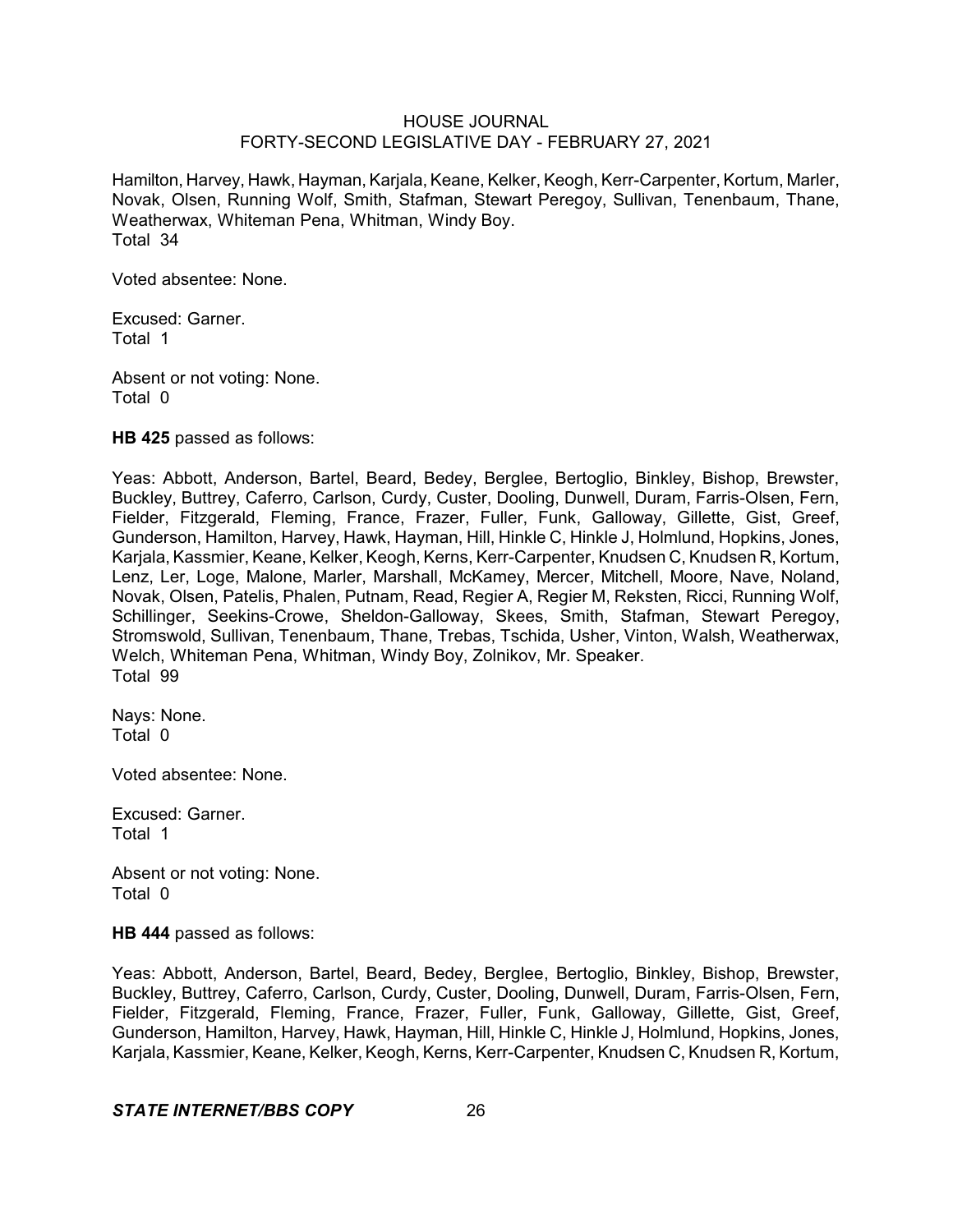Hamilton, Harvey, Hawk, Hayman, Karjala, Keane, Kelker, Keogh, Kerr-Carpenter, Kortum, Marler, Novak, Olsen, Running Wolf, Smith, Stafman, Stewart Peregoy, Sullivan, Tenenbaum, Thane, Weatherwax, Whiteman Pena, Whitman, Windy Boy.
Total 34

Voted absentee: None.

Excused: Garner.
Total 1

Absent or not voting: None.
Total 0

**HB 425** passed as follows:

Yeas: Abbott, Anderson, Bartel, Beard, Bedey, Berglee, Bertoglio, Binkley, Bishop, Brewster, Buckley, Buttrey, Caferro, Carlson, Curdy, Custer, Dooling, Dunwell, Duram, Farris-Olsen, Fern, Fielder, Fitzgerald, Fleming, France, Frazer, Fuller, Funk, Galloway, Gillette, Gist, Greef, Gunderson, Hamilton, Harvey, Hawk, Hayman, Hill, Hinkle C, Hinkle J, Holmlund, Hopkins, Jones, Karjala, Kassmier, Keane, Kelker, Keogh, Kerns, Kerr-Carpenter, Knudsen C, Knudsen R, Kortum, Lenz, Ler, Loge, Malone, Marler, Marshall, McKamey, Mercer, Mitchell, Moore, Nave, Noland, Novak, Olsen, Patelis, Phalen, Putnam, Read, Regier A, Regier M, Reksten, Ricci, Running Wolf, Schillinger, Seekins-Crowe, Sheldon-Galloway, Skees, Smith, Stafman, Stewart Peregoy, Stromswold, Sullivan, Tenenbaum, Thane, Trebas, Tschida, Usher, Vinton, Walsh, Weatherwax, Welch, Whiteman Pena, Whitman, Windy Boy, Zolnikov, Mr. Speaker.
Total 99

Nays: None.
Total 0

Voted absentee: None.

Excused: Garner.
Total 1

Absent or not voting: None.
Total 0

**HB 444** passed as follows:

Yeas: Abbott, Anderson, Bartel, Beard, Bedey, Berglee, Bertoglio, Binkley, Bishop, Brewster, Buckley, Buttrey, Caferro, Carlson, Curdy, Custer, Dooling, Dunwell, Duram, Farris-Olsen, Fern, Fielder, Fitzgerald, Fleming, France, Frazer, Fuller, Funk, Galloway, Gillette, Gist, Greef, Gunderson, Hamilton, Harvey, Hawk, Hayman, Hill, Hinkle C, Hinkle J, Holmlund, Hopkins, Jones, Karjala, Kassmier, Keane, Kelker, Keogh, Kerns, Kerr-Carpenter, Knudsen C, Knudsen R, Kortum,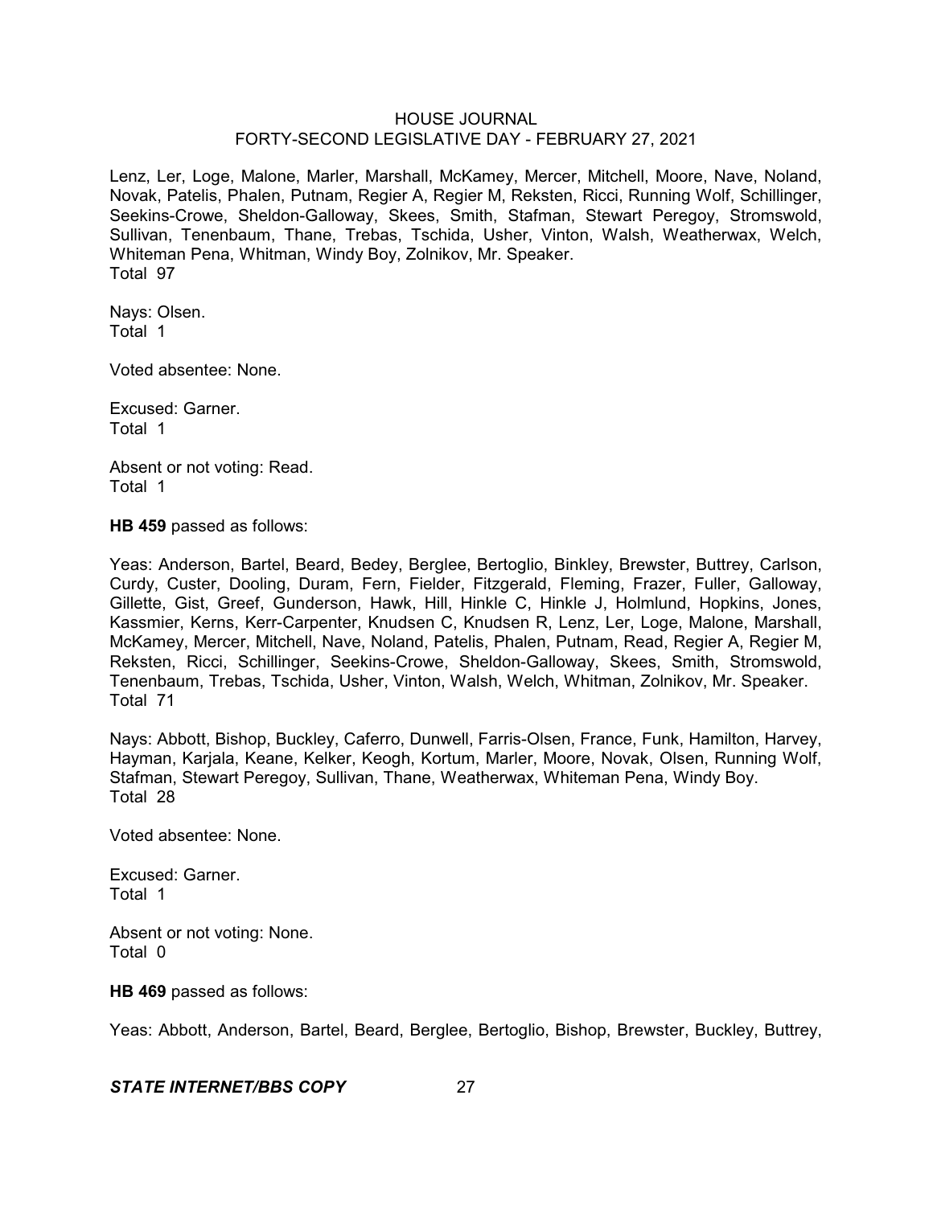Lenz, Ler, Loge, Malone, Marler, Marshall, McKamey, Mercer, Mitchell, Moore, Nave, Noland, Novak, Patelis, Phalen, Putnam, Regier A, Regier M, Reksten, Ricci, Running Wolf, Schillinger, Seekins-Crowe, Sheldon-Galloway, Skees, Smith, Stafman, Stewart Peregoy, Stromswold, Sullivan, Tenenbaum, Thane, Trebas, Tschida, Usher, Vinton, Walsh, Weatherwax, Welch, Whiteman Pena, Whitman, Windy Boy, Zolnikov, Mr. Speaker.
Total 97

Nays: Olsen.
Total 1

Voted absentee: None.

Excused: Garner.
Total 1

Absent or not voting: Read.
Total 1

**HB 459** passed as follows:

Yeas: Anderson, Bartel, Beard, Bedey, Berglee, Bertoglio, Binkley, Brewster, Buttrey, Carlson, Curdy, Custer, Dooling, Duram, Fern, Fielder, Fitzgerald, Fleming, Frazer, Fuller, Galloway, Gillette, Gist, Greef, Gunderson, Hawk, Hill, Hinkle C, Hinkle J, Holmlund, Hopkins, Jones, Kassmier, Kerns, Kerr-Carpenter, Knudsen C, Knudsen R, Lenz, Ler, Loge, Malone, Marshall, McKamey, Mercer, Mitchell, Nave, Noland, Patelis, Phalen, Putnam, Read, Regier A, Regier M, Reksten, Ricci, Schillinger, Seekins-Crowe, Sheldon-Galloway, Skees, Smith, Stromswold, Tenenbaum, Trebas, Tschida, Usher, Vinton, Walsh, Welch, Whitman, Zolnikov, Mr. Speaker.
Total 71

Nays: Abbott, Bishop, Buckley, Caferro, Dunwell, Farris-Olsen, France, Funk, Hamilton, Harvey, Hayman, Karjala, Keane, Kelker, Keogh, Kortum, Marler, Moore, Novak, Olsen, Running Wolf, Stafman, Stewart Peregoy, Sullivan, Thane, Weatherwax, Whiteman Pena, Windy Boy.
Total 28

Voted absentee: None.

Excused: Garner.
Total 1

Absent or not voting: None.
Total 0

**HB 469** passed as follows:

Yeas: Abbott, Anderson, Bartel, Beard, Berglee, Bertoglio, Bishop, Brewster, Buckley, Buttrey,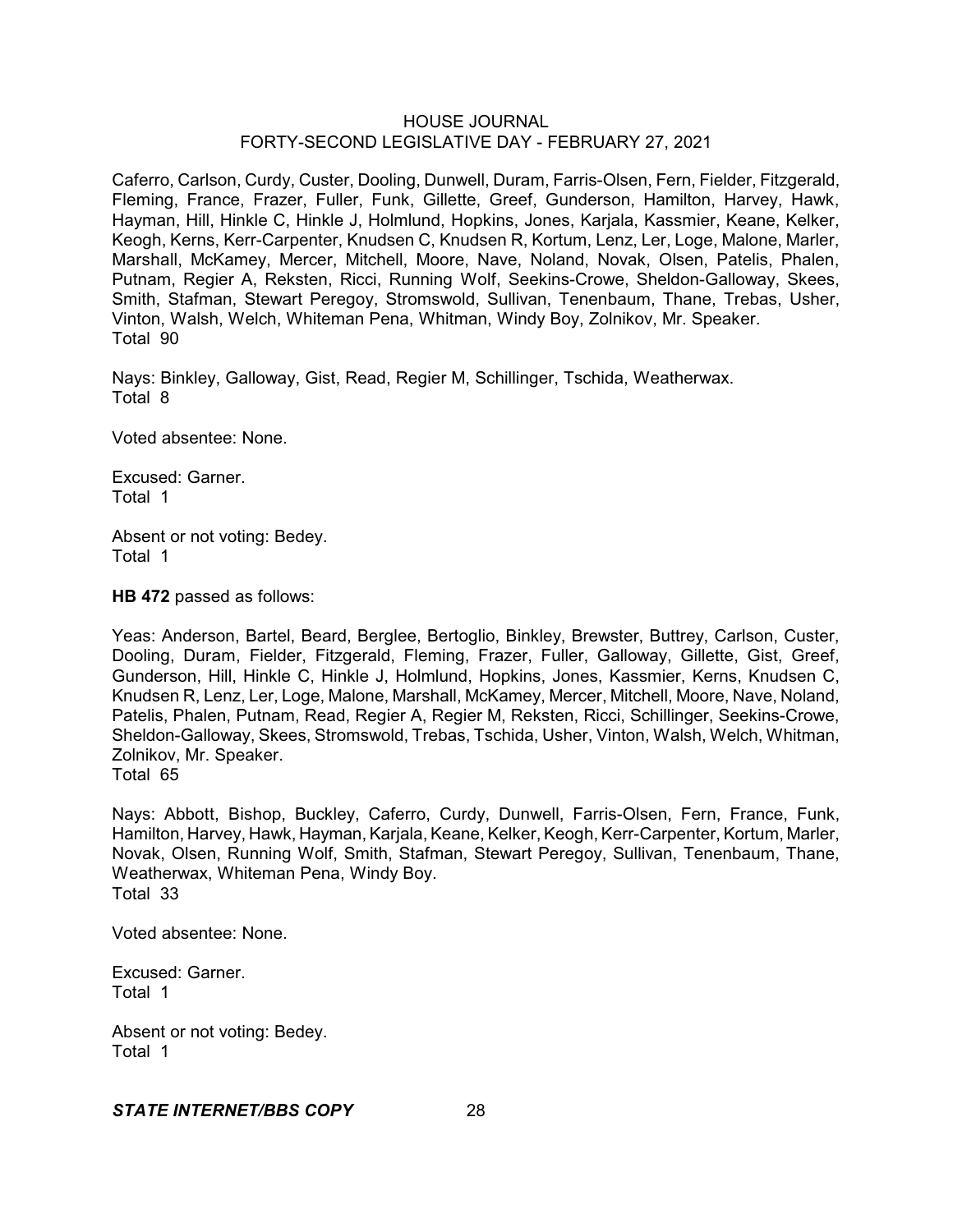Caferro, Carlson, Curdy, Custer, Dooling, Dunwell, Duram, Farris-Olsen, Fern, Fielder, Fitzgerald, Fleming, France, Frazer, Fuller, Funk, Gillette, Greef, Gunderson, Hamilton, Harvey, Hawk, Hayman, Hill, Hinkle C, Hinkle J, Holmlund, Hopkins, Jones, Karjala, Kassmier, Keane, Kelker, Keogh, Kerns, Kerr-Carpenter, Knudsen C, Knudsen R, Kortum, Lenz, Ler, Loge, Malone, Marler, Marshall, McKamey, Mercer, Mitchell, Moore, Nave, Noland, Novak, Olsen, Patelis, Phalen, Putnam, Regier A, Reksten, Ricci, Running Wolf, Seekins-Crowe, Sheldon-Galloway, Skees, Smith, Stafman, Stewart Peregoy, Stromswold, Sullivan, Tenenbaum, Thane, Trebas, Usher, Vinton, Walsh, Welch, Whiteman Pena, Whitman, Windy Boy, Zolnikov, Mr. Speaker.
Total 90

Nays: Binkley, Galloway, Gist, Read, Regier M, Schillinger, Tschida, Weatherwax.
Total 8

Voted absentee: None.

Excused: Garner.
Total 1

Absent or not voting: Bedey.
Total 1

**HB 472** passed as follows:

Yeas: Anderson, Bartel, Beard, Berglee, Bertoglio, Binkley, Brewster, Buttrey, Carlson, Custer, Dooling, Duram, Fielder, Fitzgerald, Fleming, Frazer, Fuller, Galloway, Gillette, Gist, Greef, Gunderson, Hill, Hinkle C, Hinkle J, Holmlund, Hopkins, Jones, Kassmier, Kerns, Knudsen C, Knudsen R, Lenz, Ler, Loge, Malone, Marshall, McKamey, Mercer, Mitchell, Moore, Nave, Noland, Patelis, Phalen, Putnam, Read, Regier A, Regier M, Reksten, Ricci, Schillinger, Seekins-Crowe, Sheldon-Galloway, Skees, Stromswold, Trebas, Tschida, Usher, Vinton, Walsh, Welch, Whitman, Zolnikov, Mr. Speaker.
Total 65

Nays: Abbott, Bishop, Buckley, Caferro, Curdy, Dunwell, Farris-Olsen, Fern, France, Funk, Hamilton, Harvey, Hawk, Hayman, Karjala, Keane, Kelker, Keogh, Kerr-Carpenter, Kortum, Marler, Novak, Olsen, Running Wolf, Smith, Stafman, Stewart Peregoy, Sullivan, Tenenbaum, Thane, Weatherwax, Whiteman Pena, Windy Boy.
Total 33

Voted absentee: None.

Excused: Garner.
Total 1

Absent or not voting: Bedey.
Total 1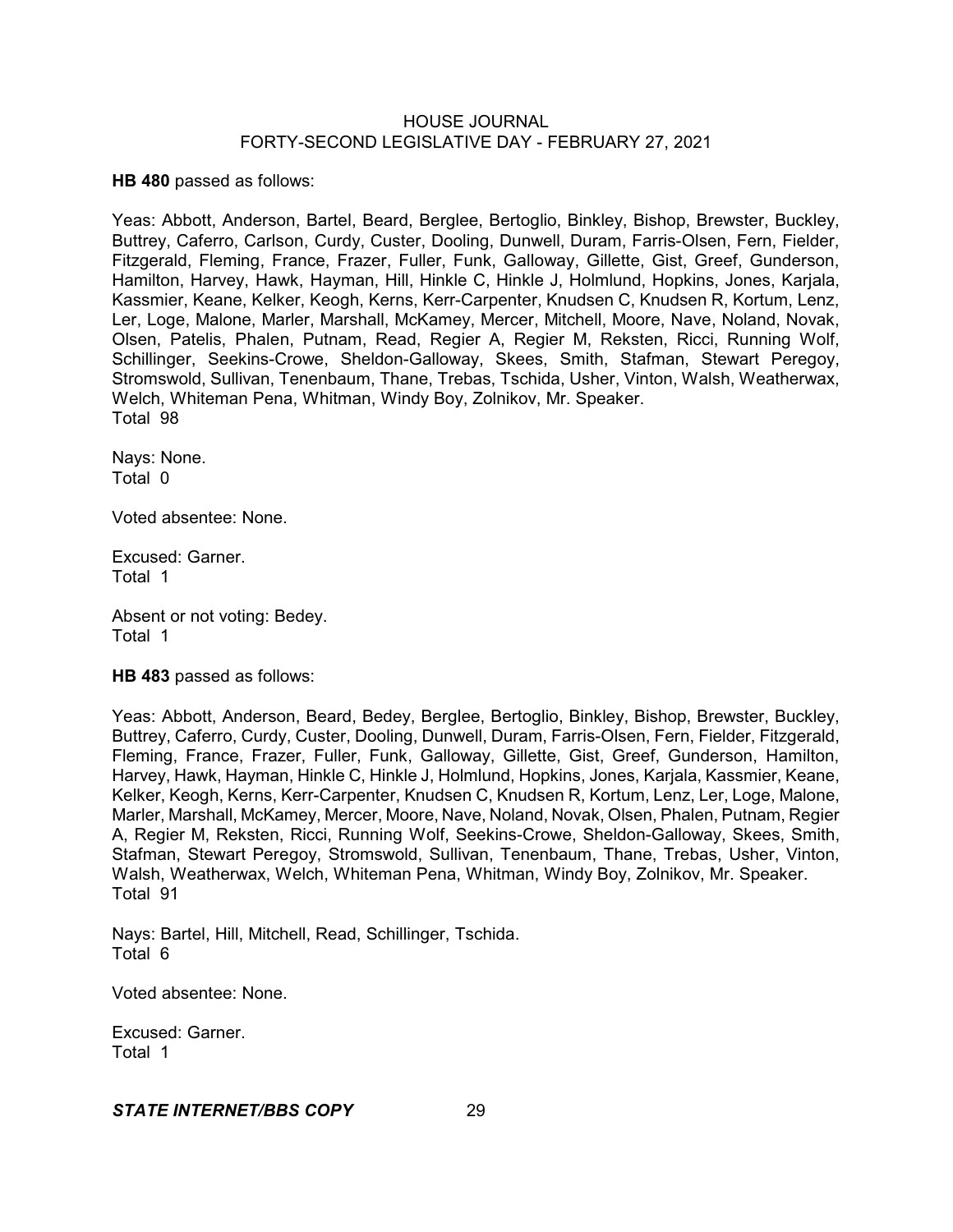**HB 480** passed as follows:

Yeas: Abbott, Anderson, Bartel, Beard, Berglee, Bertoglio, Binkley, Bishop, Brewster, Buckley, Buttrey, Caferro, Carlson, Curdy, Custer, Dooling, Dunwell, Duram, Farris-Olsen, Fern, Fielder, Fitzgerald, Fleming, France, Frazer, Fuller, Funk, Galloway, Gillette, Gist, Greef, Gunderson, Hamilton, Harvey, Hawk, Hayman, Hill, Hinkle C, Hinkle J, Holmlund, Hopkins, Jones, Karjala, Kassmier, Keane, Kelker, Keogh, Kerns, Kerr-Carpenter, Knudsen C, Knudsen R, Kortum, Lenz, Ler, Loge, Malone, Marler, Marshall, McKamey, Mercer, Mitchell, Moore, Nave, Noland, Novak, Olsen, Patelis, Phalen, Putnam, Read, Regier A, Regier M, Reksten, Ricci, Running Wolf, Schillinger, Seekins-Crowe, Sheldon-Galloway, Skees, Smith, Stafman, Stewart Peregoy, Stromswold, Sullivan, Tenenbaum, Thane, Trebas, Tschida, Usher, Vinton, Walsh, Weatherwax, Welch, Whiteman Pena, Whitman, Windy Boy, Zolnikov, Mr. Speaker.
Total 98

Nays: None.
Total 0

Voted absentee: None.

Excused: Garner.
Total 1

Absent or not voting: Bedey.
Total 1

**HB 483** passed as follows:

Yeas: Abbott, Anderson, Beard, Bedey, Berglee, Bertoglio, Binkley, Bishop, Brewster, Buckley, Buttrey, Caferro, Curdy, Custer, Dooling, Dunwell, Duram, Farris-Olsen, Fern, Fielder, Fitzgerald, Fleming, France, Frazer, Fuller, Funk, Galloway, Gillette, Gist, Greef, Gunderson, Hamilton, Harvey, Hawk, Hayman, Hinkle C, Hinkle J, Holmlund, Hopkins, Jones, Karjala, Kassmier, Keane, Kelker, Keogh, Kerns, Kerr-Carpenter, Knudsen C, Knudsen R, Kortum, Lenz, Ler, Loge, Malone, Marler, Marshall, McKamey, Mercer, Moore, Nave, Noland, Novak, Olsen, Phalen, Putnam, Regier A, Regier M, Reksten, Ricci, Running Wolf, Seekins-Crowe, Sheldon-Galloway, Skees, Smith, Stafman, Stewart Peregoy, Stromswold, Sullivan, Tenenbaum, Thane, Trebas, Usher, Vinton, Walsh, Weatherwax, Welch, Whiteman Pena, Whitman, Windy Boy, Zolnikov, Mr. Speaker.
Total 91

Nays: Bartel, Hill, Mitchell, Read, Schillinger, Tschida.
Total 6

Voted absentee: None.

Excused: Garner.
Total 1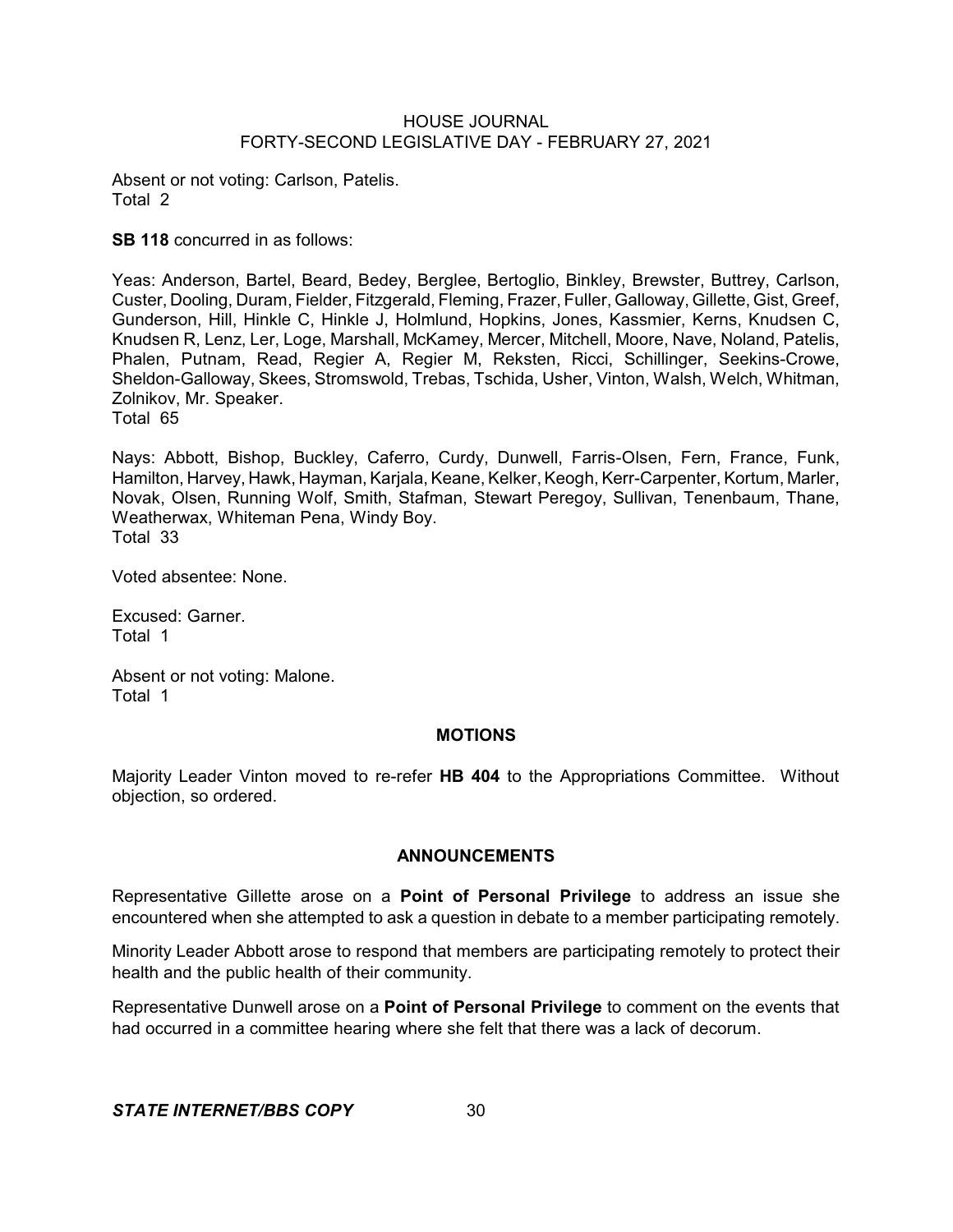Absent or not voting: Carlson, Patelis.
Total 2

**SB 118** concurred in as follows:

Yeas: Anderson, Bartel, Beard, Bedey, Berglee, Bertoglio, Binkley, Brewster, Buttrey, Carlson, Custer, Dooling, Duram, Fielder, Fitzgerald, Fleming, Frazer, Fuller, Galloway, Gillette, Gist, Greef, Gunderson, Hill, Hinkle C, Hinkle J, Holmlund, Hopkins, Jones, Kassmier, Kerns, Knudsen C, Knudsen R, Lenz, Ler, Loge, Marshall, McKamey, Mercer, Mitchell, Moore, Nave, Noland, Patelis, Phalen, Putnam, Read, Regier A, Regier M, Reksten, Ricci, Schillinger, Seekins-Crowe, Sheldon-Galloway, Skees, Stromswold, Trebas, Tschida, Usher, Vinton, Walsh, Welch, Whitman, Zolnikov, Mr. Speaker.
Total 65

Nays: Abbott, Bishop, Buckley, Caferro, Curdy, Dunwell, Farris-Olsen, Fern, France, Funk, Hamilton, Harvey, Hawk, Hayman, Karjala, Keane, Kelker, Keogh, Kerr-Carpenter, Kortum, Marler, Novak, Olsen, Running Wolf, Smith, Stafman, Stewart Peregoy, Sullivan, Tenenbaum, Thane, Weatherwax, Whiteman Pena, Windy Boy.
Total 33

Voted absentee: None.

Excused: Garner.
Total 1

Absent or not voting: Malone.
Total 1

## MOTIONS

Majority Leader Vinton moved to re-refer **HB 404** to the Appropriations Committee. Without objection, so ordered.

## ANNOUNCEMENTS

Representative Gillette arose on a **Point of Personal Privilege** to address an issue she encountered when she attempted to ask a question in debate to a member participating remotely.

Minority Leader Abbott arose to respond that members are participating remotely to protect their health and the public health of their community.

Representative Dunwell arose on a **Point of Personal Privilege** to comment on the events that had occurred in a committee hearing where she felt that there was a lack of decorum.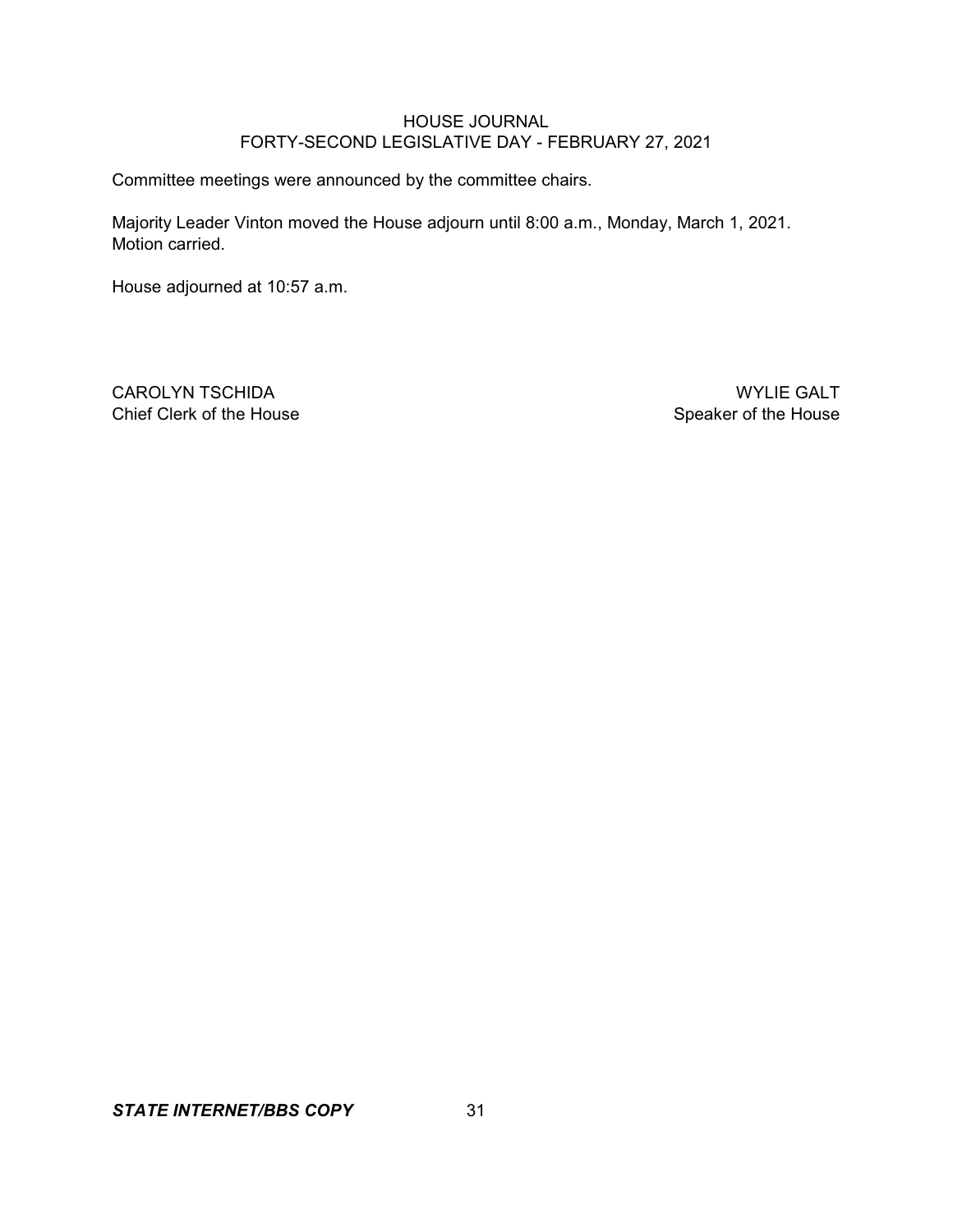Committee meetings were announced by the committee chairs.

Majority Leader Vinton moved the House adjourn until 8:00 a.m., Monday, March 1, 2021. Motion carried.

House adjourned at 10:57 a.m.

| | |
|---|---|
| CAROLYN TSCHIDA | WYLIE GALT |
| Chief Clerk of the House | Speaker of the House |